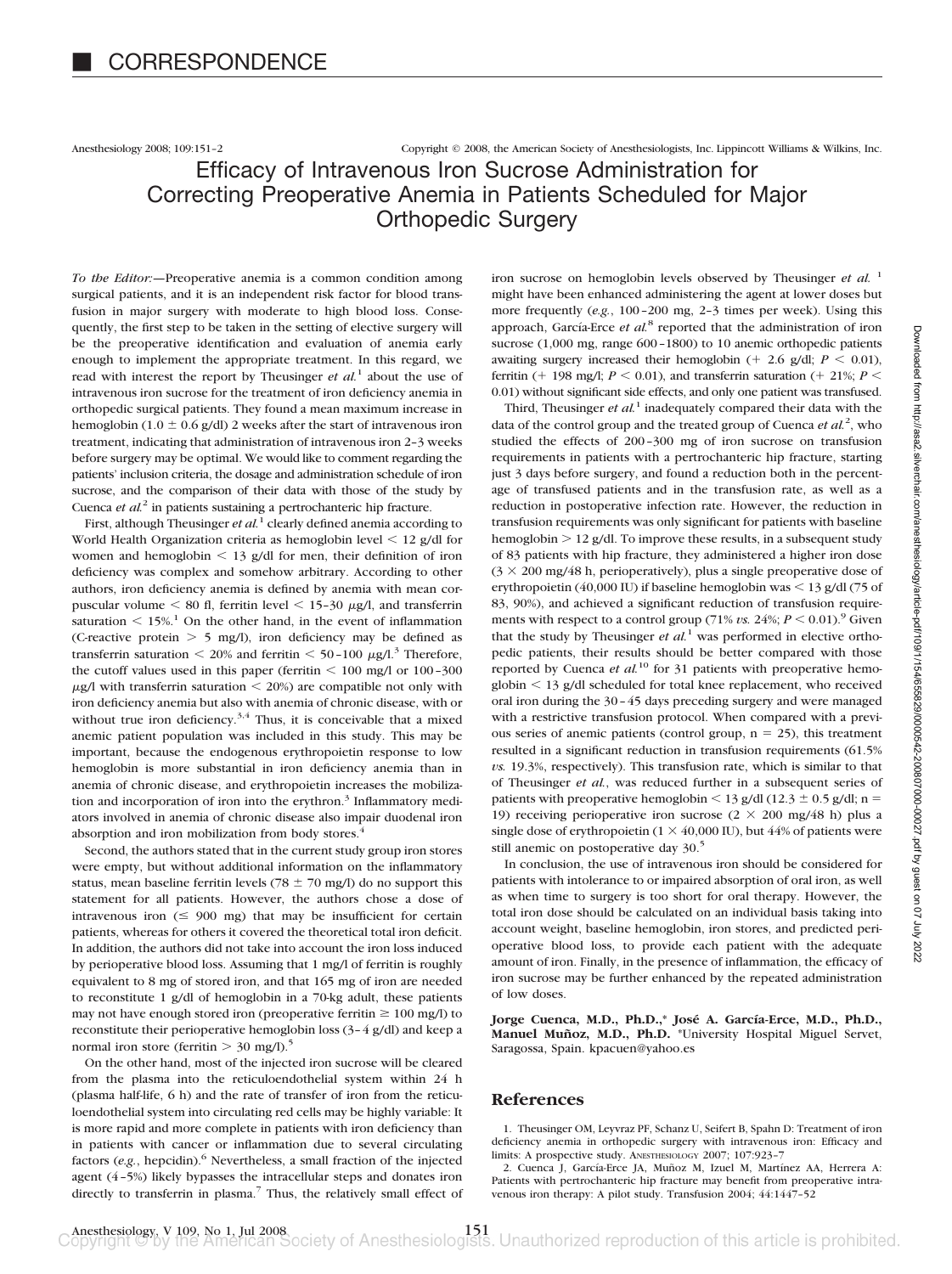# CORRESPONDENCE

Anesthesiology 2008; 109:151–2 Copyright © 2008, the American Society of Anesthesiologists, Inc. Lippincott Williams & Wilkins, Inc.

## Efficacy of Intravenous Iron Sucrose Administration for Correcting Preoperative Anemia in Patients Scheduled for Major Orthopedic Surgery

*To the Editor:*—Preoperative anemia is a common condition among surgical patients, and it is an independent risk factor for blood transfusion in major surgery with moderate to high blood loss. Consequently, the first step to be taken in the setting of elective surgery will be the preoperative identification and evaluation of anemia early enough to implement the appropriate treatment. In this regard, we read with interest the report by Theusinger *et al.*[1] about the use of intravenous iron sucrose for the treatment of iron deficiency anemia in orthopedic surgical patients. They found a mean maximum increase in hemoglobin ($1.0 \pm 0.6$ g/dl) 2 weeks after the start of intravenous iron treatment, indicating that administration of intravenous iron 2–3 weeks before surgery may be optimal. We would like to comment regarding the patients' inclusion criteria, the dosage and administration schedule of iron sucrose, and the comparison of their data with those of the study by Cuenca *et al.*[2] in patients sustaining a pertrochanteric hip fracture.

First, although Theusinger *et al.*[1] clearly defined anemia according to World Health Organization criteria as hemoglobin level $< 12$ g/dl for women and hemoglobin $< 13$ g/dl for men, their definition of iron deficiency was complex and somehow arbitrary. According to other authors, iron deficiency anemia is defined by anemia with mean corpuscular volume $< 80$ fl, ferritin level $< 15$–$30$ $\mu$g/l, and transferrin saturation $< 15\%$.[1] On the other hand, in the event of inflammation (C-reactive protein $> 5$ mg/l), iron deficiency may be defined as transferrin saturation $< 20\%$ and ferritin $< 50$–$100$ $\mu$g/l.[3] Therefore, the cutoff values used in this paper (ferritin $< 100$ mg/l or 100–300 $\mu$g/l with transferrin saturation $< 20\%$) are compatible not only with iron deficiency anemia but also with anemia of chronic disease, with or without true iron deficiency.[3,4] Thus, it is conceivable that a mixed anemic patient population was included in this study. This may be important, because the endogenous erythropoietin response to low hemoglobin is more substantial in iron deficiency anemia than in anemia of chronic disease, and erythropoietin increases the mobilization and incorporation of iron into the erythron.[3] Inflammatory mediators involved in anemia of chronic disease also impair duodenal iron absorption and iron mobilization from body stores.[4]

Second, the authors stated that in the current study group iron stores were empty, but without additional information on the inflammatory status, mean baseline ferritin levels ($78 \pm 70$ mg/l) do no support this statement for all patients. However, the authors chose a dose of intravenous iron ($\leq 900$ mg) that may be insufficient for certain patients, whereas for others it covered the theoretical total iron deficit. In addition, the authors did not take into account the iron loss induced by perioperative blood loss. Assuming that 1 mg/l of ferritin is roughly equivalent to 8 mg of stored iron, and that 165 mg of iron are needed to reconstitute 1 g/dl of hemoglobin in a 70-kg adult, these patients may not have enough stored iron (preoperative ferritin $\geq 100$ mg/l) to reconstitute their perioperative hemoglobin loss (3–4 g/dl) and keep a normal iron store (ferritin $> 30$ mg/l).[5]

On the other hand, most of the injected iron sucrose will be cleared from the plasma into the reticuloendothelial system within 24 h (plasma half-life, 6 h) and the rate of transfer of iron from the reticuloendothelial system into circulating red cells may be highly variable: It is more rapid and more complete in patients with iron deficiency than in patients with cancer or inflammation due to several circulating factors (*e.g.*, hepcidin).[6] Nevertheless, a small fraction of the injected agent (4–5%) likely bypasses the intracellular steps and donates iron directly to transferrin in plasma.[7] Thus, the relatively small effect of iron sucrose on hemoglobin levels observed by Theusinger *et al.*[1] might have been enhanced administering the agent at lower doses but more frequently (*e.g.*, 100–200 mg, 2–3 times per week). Using this approach, García-Erce *et al.*[8] reported that the administration of iron sucrose (1,000 mg, range 600–1800) to 10 anemic orthopedic patients awaiting surgery increased their hemoglobin (+ 2.6 g/dl; $P < 0.01$), ferritin (+ 198 mg/l; $P < 0.01$), and transferrin saturation (+ 21%; $P < 0.01$) without significant side effects, and only one patient was transfused.

Third, Theusinger *et al.*[1] inadequately compared their data with the data of the control group and the treated group of Cuenca *et al.*[2], who studied the effects of 200–300 mg of iron sucrose on transfusion requirements in patients with a pertrochanteric hip fracture, starting just 3 days before surgery, and found a reduction both in the percentage of transfused patients and in the transfusion rate, as well as a reduction in postoperative infection rate. However, the reduction in transfusion requirements was only significant for patients with baseline hemoglobin $> 12$ g/dl. To improve these results, in a subsequent study of 83 patients with hip fracture, they administered a higher iron dose ($3 \times 200$ mg/48 h, perioperatively), plus a single preoperative dose of erythropoietin (40,000 IU) if baseline hemoglobin was $< 13$ g/dl (75 of 83, 90%), and achieved a significant reduction of transfusion requirements with respect to a control group (71% *vs.* 24%; $P < 0.01$).[9] Given that the study by Theusinger *et al.*[1] was performed in elective orthopedic patients, their results should be better compared with those reported by Cuenca *et al.*[10] for 31 patients with preoperative hemoglobin $< 13$ g/dl scheduled for total knee replacement, who received oral iron during the 30–45 days preceding surgery and were managed with a restrictive transfusion protocol. When compared with a previous series of anemic patients (control group, n = 25), this treatment resulted in a significant reduction in transfusion requirements (61.5% *vs.* 19.3%, respectively). This transfusion rate, which is similar to that of Theusinger *et al.*, was reduced further in a subsequent series of patients with preoperative hemoglobin $< 13$ g/dl ($12.3 \pm 0.5$ g/dl; n = 19) receiving perioperative iron sucrose ($2 \times 200$ mg/48 h) plus a single dose of erythropoietin ($1 \times 40{,}000$ IU), but 44% of patients were still anemic on postoperative day 30.[5]

In conclusion, the use of intravenous iron should be considered for patients with intolerance to or impaired absorption of oral iron, as well as when time to surgery is too short for oral therapy. However, the total iron dose should be calculated on an individual basis taking into account weight, baseline hemoglobin, iron stores, and predicted perioperative blood loss, to provide each patient with the adequate amount of iron. Finally, in the presence of inflammation, the efficacy of iron sucrose may be further enhanced by the repeated administration of low doses.

**Jorge Cuenca, M.D., Ph.D.,\* José A. García-Erce, M.D., Ph.D., Manuel Muñoz, M.D., Ph.D.** \*University Hospital Miguel Servet, Saragossa, Spain. kpacuen@yahoo.es

## References

1. Theusinger OM, Leyvraz PF, Schanz U, Seifert B, Spahn D: Treatment of iron deficiency anemia in orthopedic surgery with intravenous iron: Efficacy and limits: A prospective study. ANESTHESIOLOGY 2007; 107:923–7
2. Cuenca J, García-Erce JA, Muñoz M, Izuel M, Martínez AA, Herrera A: Patients with pertrochanteric hip fracture may benefit from preoperative intravenous iron therapy: A pilot study. Transfusion 2004; 44:1447–52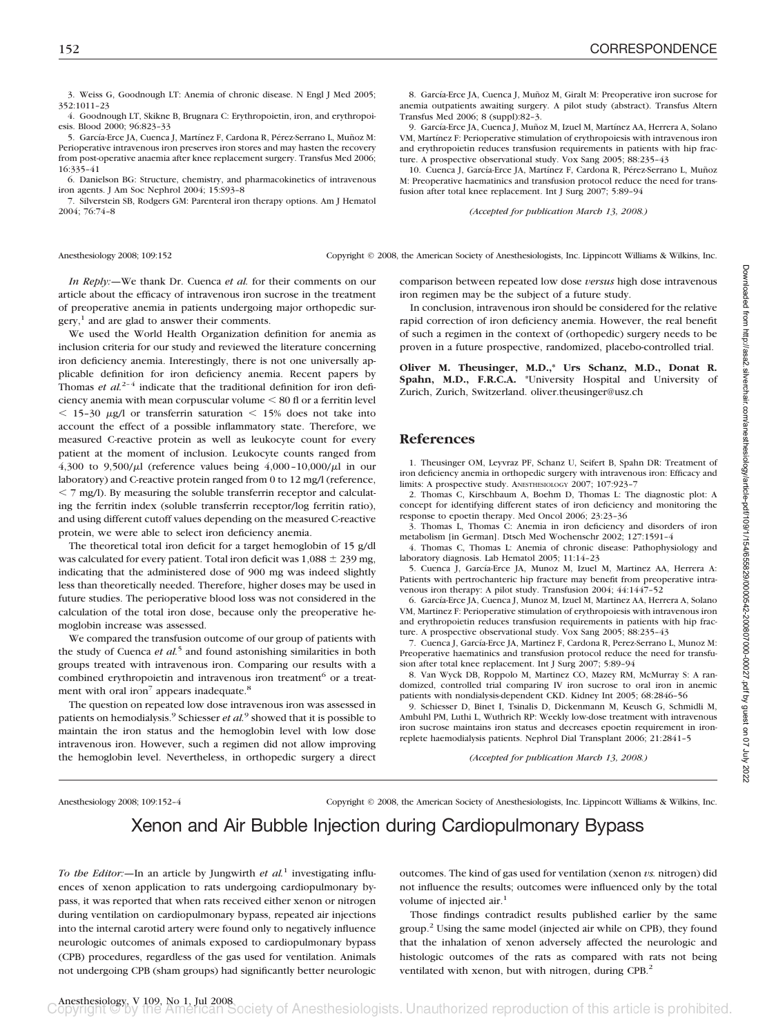3. Weiss G, Goodnough LT: Anemia of chronic disease. N Engl J Med 2005; 352:1011–23

4. Goodnough LT, Skikne B, Brugnara C: Erythropoietin, iron, and erythropoiesis. Blood 2000; 96:823–33

5. García-Erce JA, Cuenca J, Martínez F, Cardona R, Pérez-Serrano L, Muñoz M: Perioperative intravenous iron preserves iron stores and may hasten the recovery from post-operative anaemia after knee replacement surgery. Transfus Med 2006; 16:335–41

6. Danielson BG: Structure, chemistry, and pharmacokinetics of intravenous iron agents. J Am Soc Nephrol 2004; 15:S93–8

7. Silverstein SB, Rodgers GM: Parenteral iron therapy options. Am J Hematol 2004; 76:74–8

8. García-Erce JA, Cuenca J, Muñoz M, Giralt M: Preoperative iron sucrose for anemia outpatients awaiting surgery. A pilot study (abstract). Transfus Altern Transfus Med 2006; 8 (suppl):82–3.

9. García-Erce JA, Cuenca J, Muñoz M, Izuel M, Martínez AA, Herrera A, Solano VM, Martínez F: Perioperative stimulation of erythropoiesis with intravenous iron and erythropoietin reduces transfusion requirements in patients with hip fracture. A prospective observational study. Vox Sang 2005; 88:235–43

10. Cuenca J, García-Erce JA, Martínez F, Cardona R, Pérez-Serrano L, Muñoz M: Preoperative haematinics and transfusion protocol reduce the need for transfusion after total knee replacement. Int J Surg 2007; 5:89–94

*(Accepted for publication March 13, 2008.)*

Anesthesiology 2008; 109:152 Copyright © 2008, the American Society of Anesthesiologists, Inc. Lippincott Williams & Wilkins, Inc.

*In Reply:*—We thank Dr. Cuenca *et al.* for their comments on our article about the efficacy of intravenous iron sucrose in the treatment of preoperative anemia in patients undergoing major orthopedic surgery,[1] and are glad to answer their comments.

We used the World Health Organization definition for anemia as inclusion criteria for our study and reviewed the literature concerning iron deficiency anemia. Interestingly, there is not one universally applicable definition for iron deficiency anemia. Recent papers by Thomas *et al.*[2–4] indicate that the traditional definition for iron deficiency anemia with mean corpuscular volume < 80 fl or a ferritin level < 15–30 μg/l or transferrin saturation < 15% does not take into account the effect of a possible inflammatory state. Therefore, we measured C-reactive protein as well as leukocyte count for every patient at the moment of inclusion. Leukocyte counts ranged from 4,300 to 9,500/μl (reference values being 4,000–10,000/μl in our laboratory) and C-reactive protein ranged from 0 to 12 mg/l (reference, < 7 mg/l). By measuring the soluble transferrin receptor and calculating the ferritin index (soluble transferrin receptor/log ferritin ratio), and using different cutoff values depending on the measured C-reactive protein, we were able to select iron deficiency anemia.

The theoretical total iron deficit for a target hemoglobin of 15 g/dl was calculated for every patient. Total iron deficit was 1,088 ± 239 mg, indicating that the administered dose of 900 mg was indeed slightly less than theoretically needed. Therefore, higher doses may be used in future studies. The perioperative blood loss was not considered in the calculation of the total iron dose, because only the preoperative hemoglobin increase was assessed.

We compared the transfusion outcome of our group of patients with the study of Cuenca *et al.*[5] and found astonishing similarities in both groups treated with intravenous iron. Comparing our results with a combined erythropoietin and intravenous iron treatment[6] or a treatment with oral iron[7] appears inadequate.[8]

The question on repeated low dose intravenous iron was assessed in patients on hemodialysis.[9] Schiesser *et al.*[9] showed that it is possible to maintain the iron status and the hemoglobin level with low dose intravenous iron. However, such a regimen did not allow improving the hemoglobin level. Nevertheless, in orthopedic surgery a direct comparison between repeated low dose *versus* high dose intravenous iron regimen may be the subject of a future study.

In conclusion, intravenous iron should be considered for the relative rapid correction of iron deficiency anemia. However, the real benefit of such a regimen in the context of (orthopedic) surgery needs to be proven in a future prospective, randomized, placebo-controlled trial.

**Oliver M. Theusinger, M.D.,\* Urs Schanz, M.D., Donat R. Spahn, M.D., F.R.C.A.** \*University Hospital and University of Zurich, Zurich, Switzerland. oliver.theusinger@usz.ch

## References

1. Theusinger OM, Leyvraz PF, Schanz U, Seifert B, Spahn DR: Treatment of iron deficiency anemia in orthopedic surgery with intravenous iron: Efficacy and limits: A prospective study. ANESTHESIOLOGY 2007; 107:923–7

2. Thomas C, Kirschbaum A, Boehm D, Thomas L: The diagnostic plot: A concept for identifying different states of iron deficiency and monitoring the response to epoetin therapy. Med Oncol 2006; 23:23–36

3. Thomas L, Thomas C: Anemia in iron deficiency and disorders of iron metabolism [in German]. Dtsch Med Wochenschr 2002; 127:1591–4

4. Thomas C, Thomas L: Anemia of chronic disease: Pathophysiology and laboratory diagnosis. Lab Hematol 2005; 11:14–23

5. Cuenca J, García-Erce JA, Munoz M, Izuel M, Martinez AA, Herrera A: Patients with pertrochanteric hip fracture may benefit from preoperative intravenous iron therapy: A pilot study. Transfusion 2004; 44:1447–52

6. García-Erce JA, Cuenca J, Munoz M, Izuel M, Martinez AA, Herrera A, Solano VM, Martinez F: Perioperative stimulation of erythropoiesis with intravenous iron and erythropoietin reduces transfusion requirements in patients with hip fracture. A prospective observational study. Vox Sang 2005; 88:235–43

7. Cuenca J, García-Erce JA, Martinez F, Cardona R, Perez-Serrano L, Munoz M: Preoperative haematinics and transfusion protocol reduce the need for transfusion after total knee replacement. Int J Surg 2007; 5:89–94

8. Van Wyck DB, Roppolo M, Martinez CO, Mazey RM, McMurray S: A randomized, controlled trial comparing IV iron sucrose to oral iron in anemic patients with nondialysis-dependent CKD. Kidney Int 2005; 68:2846–56

9. Schiesser D, Binet I, Tsinalis D, Dickenmann M, Keusch G, Schmidli M, Ambuhl PM, Luthi L, Wuthrich RP: Weekly low-dose treatment with intravenous iron sucrose maintains iron status and decreases epoetin requirement in iron-replete haemodialysis patients. Nephrol Dial Transplant 2006; 21:2841–5

*(Accepted for publication March 13, 2008.)*

Anesthesiology 2008; 109:152–4 Copyright © 2008, the American Society of Anesthesiologists, Inc. Lippincott Williams & Wilkins, Inc.

# Xenon and Air Bubble Injection during Cardiopulmonary Bypass

*To the Editor:*—In an article by Jungwirth *et al.*[1] investigating influences of xenon application to rats undergoing cardiopulmonary bypass, it was reported that when rats received either xenon or nitrogen during ventilation on cardiopulmonary bypass, repeated air injections into the internal carotid artery were found only to negatively influence neurologic outcomes of animals exposed to cardiopulmonary bypass (CPB) procedures, regardless of the gas used for ventilation. Animals not undergoing CPB (sham groups) had significantly better neurologic outcomes. The kind of gas used for ventilation (xenon *vs.* nitrogen) did not influence the results; outcomes were influenced only by the total volume of injected air.[1]

Those findings contradict results published earlier by the same group.[2] Using the same model (injected air while on CPB), they found that the inhalation of xenon adversely affected the neurologic and histologic outcomes of the rats as compared with rats not being ventilated with xenon, but with nitrogen, during CPB.[2]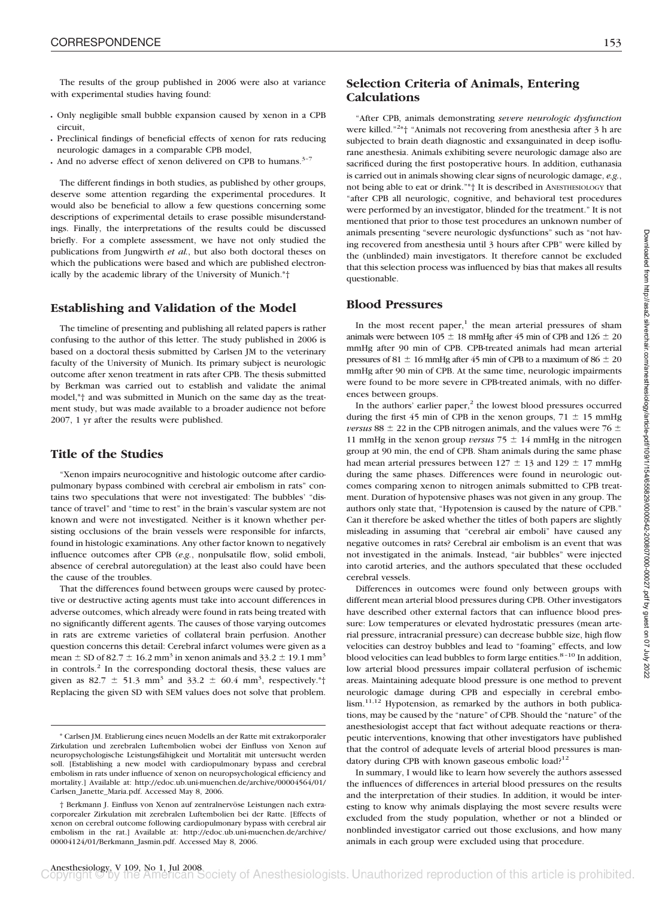The results of the group published in 2006 were also at variance with experimental studies having found:

- Only negligible small bubble expansion caused by xenon in a CPB circuit,
- Preclinical findings of beneficial effects of xenon for rats reducing neurologic damages in a comparable CPB model,
- And no adverse effect of xenon delivered on CPB to humans.[3–7]

The different findings in both studies, as published by other groups, deserve some attention regarding the experimental procedures. It would also be beneficial to allow a few questions concerning some descriptions of experimental details to erase possible misunderstandings. Finally, the interpretations of the results could be discussed briefly. For a complete assessment, we have not only studied the publications from Jungwirth *et al.*, but also both doctoral theses on which the publications were based and which are published electronically by the academic library of the University of Munich.*†

## Establishing and Validation of the Model

The timeline of presenting and publishing all related papers is rather confusing to the author of this letter. The study published in 2006 is based on a doctoral thesis submitted by Carlsen JM to the veterinary faculty of the University of Munich. Its primary subject is neurologic outcome after xenon treatment in rats after CPB. The thesis submitted by Berkman was carried out to establish and validate the animal model,*† and was submitted in Munich on the same day as the treatment study, but was made available to a broader audience not before 2007, 1 yr after the results were published.

## Title of the Studies

"Xenon impairs neurocognitive and histologic outcome after cardiopulmonary bypass combined with cerebral air embolism in rats" contains two speculations that were not investigated: The bubbles' "distance of travel" and "time to rest" in the brain's vascular system are not known and were not investigated. Neither is it known whether persisting occlusions of the brain vessels were responsible for infarcts, found in histologic examinations. Any other factor known to negatively influence outcomes after CPB (*e.g.*, nonpulsatile flow, solid emboli, absence of cerebral autoregulation) at the least also could have been the cause of the troubles.

That the differences found between groups were caused by protective or destructive acting agents must take into account differences in adverse outcomes, which already were found in rats being treated with no significantly different agents. The causes of those varying outcomes in rats are extreme varieties of collateral brain perfusion. Another question concerns this detail: Cerebral infarct volumes were given as a mean ± SD of 82.7 ± 16.2 mm$^3$ in xenon animals and 33.2 ± 19.1 mm$^3$ in controls.[2] In the corresponding doctoral thesis, these values are given as 82.7 ± 51.3 mm$^3$ and 33.2 ± 60.4 mm$^3$, respectively.*† Replacing the given SD with SEM values does not solve that problem.

## Selection Criteria of Animals, Entering Calculations

"After CPB, animals demonstrating *severe neurologic dysfunction* were killed."[2]*† "Animals not recovering from anesthesia after 3 h are subjected to brain death diagnostic and exsanguinated in deep isoflurane anesthesia. Animals exhibiting severe neurologic damage also are sacrificed during the first postoperative hours. In addition, euthanasia is carried out in animals showing clear signs of neurologic damage, *e.g.*, not being able to eat or drink."*† It is described in ANESTHESIOLOGY that "after CPB all neurologic, cognitive, and behavioral test procedures were performed by an investigator, blinded for the treatment." It is not mentioned that prior to those test procedures an unknown number of animals presenting "severe neurologic dysfunctions" such as "not having recovered from anesthesia until 3 hours after CPB" were killed by the (unblinded) main investigators. It therefore cannot be excluded that this selection process was influenced by bias that makes all results questionable.

## Blood Pressures

In the most recent paper,[1] the mean arterial pressures of sham animals were between 105 ± 18 mmHg after 45 min of CPB and 126 ± 20 mmHg after 90 min of CPB. CPB-treated animals had mean arterial pressures of 81 ± 16 mmHg after 45 min of CPB to a maximum of 86 ± 20 mmHg after 90 min of CPB. At the same time, neurologic impairments were found to be more severe in CPB-treated animals, with no differences between groups.

In the authors' earlier paper,[2] the lowest blood pressures occurred during the first 45 min of CPB in the xenon groups, 71 ± 15 mmHg *versus* 88 ± 22 in the CPB nitrogen animals, and the values were 76 ± 11 mmHg in the xenon group *versus* 75 ± 14 mmHg in the nitrogen group at 90 min, the end of CPB. Sham animals during the same phase had mean arterial pressures between 127 ± 13 and 129 ± 17 mmHg during the same phases. Differences were found in neurologic outcomes comparing xenon to nitrogen animals submitted to CPB treatment. Duration of hypotensive phases was not given in any group. The authors only state that, "Hypotension is caused by the nature of CPB." Can it therefore be asked whether the titles of both papers are slightly misleading in assuming that "cerebral air emboli" have caused any negative outcomes in rats? Cerebral air embolism is an event that was not investigated in the animals. Instead, "air bubbles" were injected into carotid arteries, and the authors speculated that these occluded cerebral vessels.

Differences in outcomes were found only between groups with different mean arterial blood pressures during CPB. Other investigators have described other external factors that can influence blood pressure: Low temperatures or elevated hydrostatic pressures (mean arterial pressure, intracranial pressure) can decrease bubble size, high flow velocities can destroy bubbles and lead to "foaming" effects, and low blood velocities can lead bubbles to form large entities.[8–10] In addition, low arterial blood pressures impair collateral perfusion of ischemic areas. Maintaining adequate blood pressure is one method to prevent neurologic damage during CPB and especially in cerebral embolism.[11,12] Hypotension, as remarked by the authors in both publications, may be caused by the "nature" of CPB. Should the "nature" of the anesthesiologist accept that fact without adequate reactions or therapeutic interventions, knowing that other investigators have published that the control of adequate levels of arterial blood pressures is mandatory during CPB with known gaseous embolic load?[12]

In summary, I would like to learn how severely the authors assessed the influences of differences in arterial blood pressures on the results and the interpretation of their studies. In addition, it would be interesting to know why animals displaying the most severe results were excluded from the study population, whether or not a blinded or nonblinded investigator carried out those exclusions, and how many animals in each group were excluded using that procedure.

---

\* Carlsen JM. Etablierung eines neuen Modells an der Ratte mit extrakorporaler Zirkulation und zerebralen Luftembolien wobei der Einfluss von Xenon auf neuropsychologische Leistungsfähigkeit und Mortalität mit untersucht werden soll. [Establishing a new model with cardiopulmonary bypass and cerebral embolism in rats under influence of xenon on neuropsychological efficiency and mortality.] Available at: http://edoc.ub.uni-muenchen.de/archive/00004564/01/Carlsen_Janette_Maria.pdf. Accessed May 8, 2006.

† Berkmann J. Einfluss von Xenon auf zentralnervöse Leistungen nach extracorporealer Zirkulation mit zerebralen Luftembolien bei der Ratte. [Effects of xenon on cerebral outcome following cardiopulmonary bypass with cerebral air embolism in the rat.] Available at: http://edoc.ub.uni-muenchen.de/archive/00004124/01/Berkmann_Jasmin.pdf. Accessed May 8, 2006.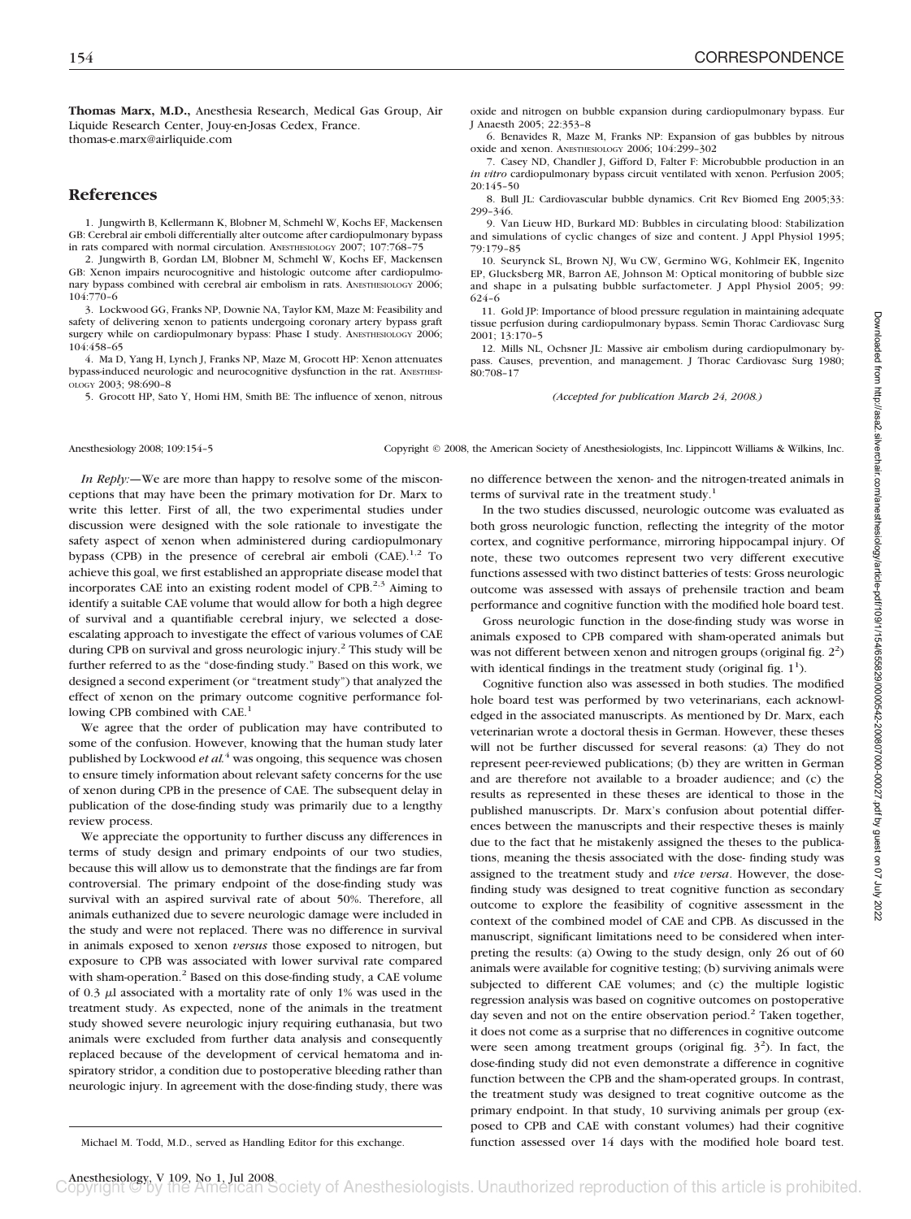**Thomas Marx, M.D.,** Anesthesia Research, Medical Gas Group, Air Liquide Research Center, Jouy-en-Josas Cedex, France. thomas-e.marx@airliquide.com

## References

1. Jungwirth B, Kellermann K, Blobner M, Schmehl W, Kochs EF, Mackensen GB: Cerebral air emboli differentially alter outcome after cardiopulmonary bypass in rats compared with normal circulation. ANESTHESIOLOGY 2007; 107:768–75
2. Jungwirth B, Gordan LM, Blobner M, Schmehl W, Kochs EF, Mackensen GB: Xenon impairs neurocognitive and histologic outcome after cardiopulmonary bypass combined with cerebral air embolism in rats. ANESTHESIOLOGY 2006; 104:770–6
3. Lockwood GG, Franks NP, Downie NA, Taylor KM, Maze M: Feasibility and safety of delivering xenon to patients undergoing coronary artery bypass graft surgery while on cardiopulmonary bypass: Phase I study. ANESTHESIOLOGY 2006; 104:458–65
4. Ma D, Yang H, Lynch J, Franks NP, Maze M, Grocott HP: Xenon attenuates bypass-induced neurologic and neurocognitive dysfunction in the rat. ANESTHESIOLOGY 2003; 98:690–8
5. Grocott HP, Sato Y, Homi HM, Smith BE: The influence of xenon, nitrous oxide and nitrogen on bubble expansion during cardiopulmonary bypass. Eur J Anaesth 2005; 22:353–8
6. Benavides R, Maze M, Franks NP: Expansion of gas bubbles by nitrous oxide and xenon. ANESTHESIOLOGY 2006; 104:299–302
7. Casey ND, Chandler J, Gifford D, Falter F: Microbubble production in an *in vitro* cardiopulmonary bypass circuit ventilated with xenon. Perfusion 2005; 20:145–50
8. Bull JL: Cardiovascular bubble dynamics. Crit Rev Biomed Eng 2005;33: 299–346.
9. Van Lieuw HD, Burkard MD: Bubbles in circulating blood: Stabilization and simulations of cyclic changes of size and content. J Appl Physiol 1995; 79:179–85
10. Seurynck SL, Brown NJ, Wu CW, Germino WG, Kohlmeir EK, Ingenito EP, Glucksberg MR, Barron AE, Johnson M: Optical monitoring of bubble size and shape in a pulsating bubble surfactometer. J Appl Physiol 2005; 99: 624–6
11. Gold JP: Importance of blood pressure regulation in maintaining adequate tissue perfusion during cardiopulmonary bypass. Semin Thorac Cardiovasc Surg 2001; 13:170–5
12. Mills NL, Ochsner JL: Massive air embolism during cardiopulmonary bypass. Causes, prevention, and management. J Thorac Cardiovasc Surg 1980; 80:708–17

*(Accepted for publication March 24, 2008.)*

Anesthesiology 2008; 109:154–5 Copyright © 2008, the American Society of Anesthesiologists, Inc. Lippincott Williams & Wilkins, Inc.

*In Reply:*—We are more than happy to resolve some of the misconceptions that may have been the primary motivation for Dr. Marx to write this letter. First of all, the two experimental studies under discussion were designed with the sole rationale to investigate the safety aspect of xenon when administered during cardiopulmonary bypass (CPB) in the presence of cerebral air emboli (CAE).[1,2] To achieve this goal, we first established an appropriate disease model that incorporates CAE into an existing rodent model of CPB.[2,3] Aiming to identify a suitable CAE volume that would allow for both a high degree of survival and a quantifiable cerebral injury, we selected a dose-escalating approach to investigate the effect of various volumes of CAE during CPB on survival and gross neurologic injury.[2] This study will be further referred to as the "dose-finding study." Based on this work, we designed a second experiment (or "treatment study") that analyzed the effect of xenon on the primary outcome cognitive performance following CPB combined with CAE.[1]

We agree that the order of publication may have contributed to some of the confusion. However, knowing that the human study later published by Lockwood *et al.*[4] was ongoing, this sequence was chosen to ensure timely information about relevant safety concerns for the use of xenon during CPB in the presence of CAE. The subsequent delay in publication of the dose-finding study was primarily due to a lengthy review process.

We appreciate the opportunity to further discuss any differences in terms of study design and primary endpoints of our two studies, because this will allow us to demonstrate that the findings are far from controversial. The primary endpoint of the dose-finding study was survival with an aspired survival rate of about 50%. Therefore, all animals euthanized due to severe neurologic damage were included in the study and were not replaced. There was no difference in survival in animals exposed to xenon *versus* those exposed to nitrogen, but exposure to CPB was associated with lower survival rate compared with sham-operation.[2] Based on this dose-finding study, a CAE volume of 0.3 $\mu$l associated with a mortality rate of only 1% was used in the treatment study. As expected, none of the animals in the treatment study showed severe neurologic injury requiring euthanasia, but two animals were excluded from further data analysis and consequently replaced because of the development of cervical hematoma and inspiratory stridor, a condition due to postoperative bleeding rather than neurologic injury. In agreement with the dose-finding study, there was no difference between the xenon- and the nitrogen-treated animals in terms of survival rate in the treatment study.[1]

In the two studies discussed, neurologic outcome was evaluated as both gross neurologic function, reflecting the integrity of the motor cortex, and cognitive performance, mirroring hippocampal injury. Of note, these two outcomes represent two very different executive functions assessed with two distinct batteries of tests: Gross neurologic outcome was assessed with assays of prehensile traction and beam performance and cognitive function with the modified hole board test.

Gross neurologic function in the dose-finding study was worse in animals exposed to CPB compared with sham-operated animals but was not different between xenon and nitrogen groups (original fig. 2[2]) with identical findings in the treatment study (original fig. 1[1]).

Cognitive function also was assessed in both studies. The modified hole board test was performed by two veterinarians, each acknowledged in the associated manuscripts. As mentioned by Dr. Marx, each veterinarian wrote a doctoral thesis in German. However, these theses will not be further discussed for several reasons: (a) They do not represent peer-reviewed publications; (b) they are written in German and are therefore not available to a broader audience; and (c) the results as represented in these theses are identical to those in the published manuscripts. Dr. Marx's confusion about potential differences between the manuscripts and their respective theses is mainly due to the fact that he mistakenly assigned the theses to the publications, meaning the thesis associated with the dose- finding study was assigned to the treatment study and *vice versa*. However, the dose-finding study was designed to treat cognitive function as secondary outcome to explore the feasibility of cognitive assessment in the context of the combined model of CAE and CPB. As discussed in the manuscript, significant limitations need to be considered when interpreting the results: (a) Owing to the study design, only 26 out of 60 animals were available for cognitive testing; (b) surviving animals were subjected to different CAE volumes; and (c) the multiple logistic regression analysis was based on cognitive outcomes on postoperative day seven and not on the entire observation period.[2] Taken together, it does not come as a surprise that no differences in cognitive outcome were seen among treatment groups (original fig. 3[2]). In fact, the dose-finding study did not even demonstrate a difference in cognitive function between the CPB and the sham-operated groups. In contrast, the treatment study was designed to treat cognitive outcome as the primary endpoint. In that study, 10 surviving animals per group (exposed to CPB and CAE with constant volumes) had their cognitive function assessed over 14 days with the modified hole board test.

Michael M. Todd, M.D., served as Handling Editor for this exchange.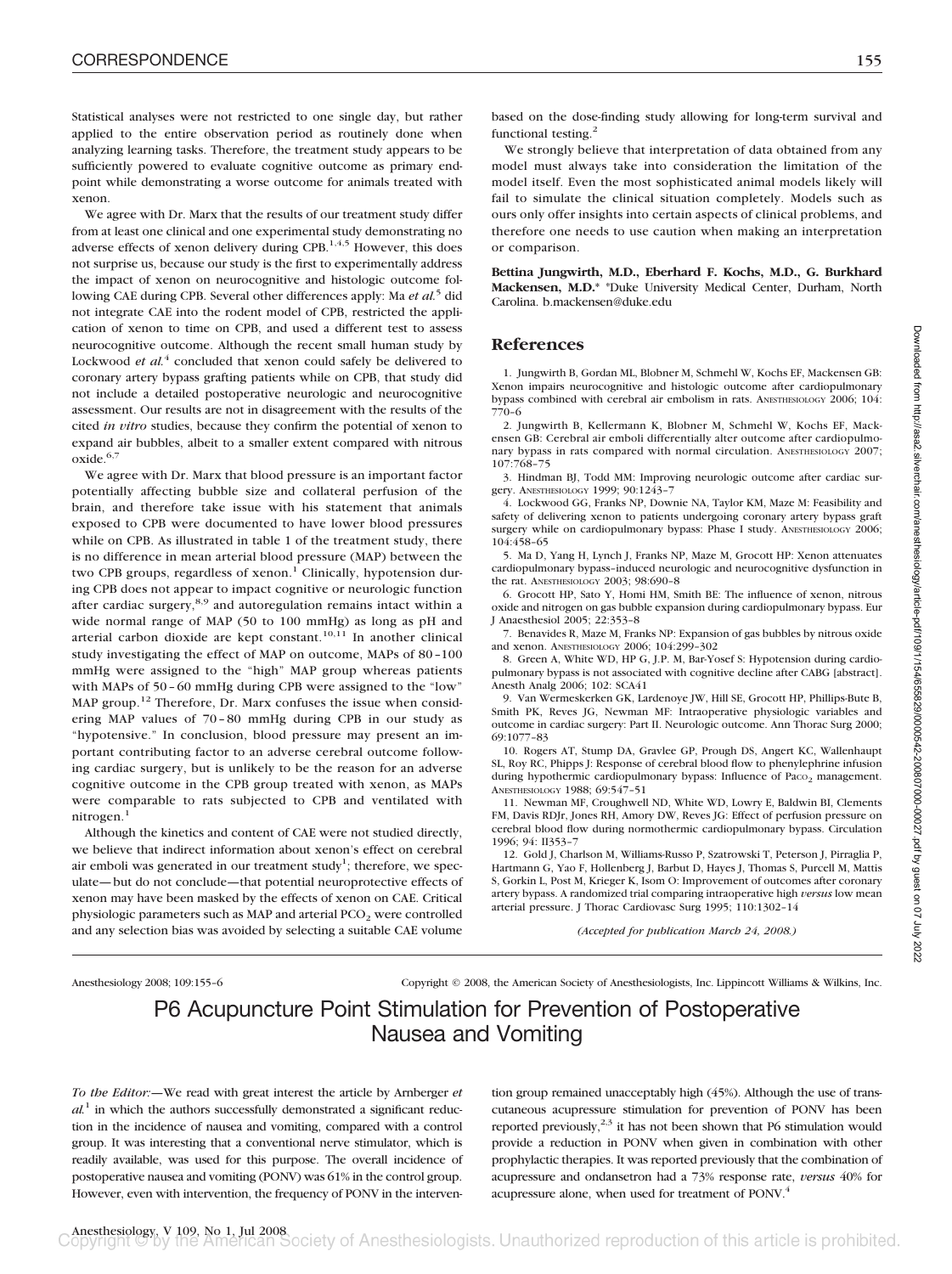Statistical analyses were not restricted to one single day, but rather applied to the entire observation period as routinely done when analyzing learning tasks. Therefore, the treatment study appears to be sufficiently powered to evaluate cognitive outcome as primary endpoint while demonstrating a worse outcome for animals treated with xenon.

We agree with Dr. Marx that the results of our treatment study differ from at least one clinical and one experimental study demonstrating no adverse effects of xenon delivery during CPB.[1,4,5] However, this does not surprise us, because our study is the first to experimentally address the impact of xenon on neurocognitive and histologic outcome following CAE during CPB. Several other differences apply: Ma *et al.*[5] did not integrate CAE into the rodent model of CPB, restricted the application of xenon to time on CPB, and used a different test to assess neurocognitive outcome. Although the recent small human study by Lockwood *et al.*[4] concluded that xenon could safely be delivered to coronary artery bypass grafting patients while on CPB, that study did not include a detailed postoperative neurologic and neurocognitive assessment. Our results are not in disagreement with the results of the cited *in vitro* studies, because they confirm the potential of xenon to expand air bubbles, albeit to a smaller extent compared with nitrous oxide.[6,7]

We agree with Dr. Marx that blood pressure is an important factor potentially affecting bubble size and collateral perfusion of the brain, and therefore take issue with his statement that animals exposed to CPB were documented to have lower blood pressures while on CPB. As illustrated in table 1 of the treatment study, there is no difference in mean arterial blood pressure (MAP) between the two CPB groups, regardless of xenon.[1] Clinically, hypotension during CPB does not appear to impact cognitive or neurologic function after cardiac surgery,[8,9] and autoregulation remains intact within a wide normal range of MAP (50 to 100 mmHg) as long as pH and arterial carbon dioxide are kept constant.[10,11] In another clinical study investigating the effect of MAP on outcome, MAPs of 80–100 mmHg were assigned to the "high" MAP group whereas patients with MAPs of 50–60 mmHg during CPB were assigned to the "low" MAP group.[12] Therefore, Dr. Marx confuses the issue when considering MAP values of 70–80 mmHg during CPB in our study as "hypotensive." In conclusion, blood pressure may present an important contributing factor to an adverse cerebral outcome following cardiac surgery, but is unlikely to be the reason for an adverse cognitive outcome in the CPB group treated with xenon, as MAPs were comparable to rats subjected to CPB and ventilated with nitrogen.[1]

Although the kinetics and content of CAE were not studied directly, we believe that indirect information about xenon's effect on cerebral air emboli was generated in our treatment study[1]; therefore, we speculate—but do not conclude—that potential neuroprotective effects of xenon may have been masked by the effects of xenon on CAE. Critical physiologic parameters such as MAP and arterial $P_{CO_2}$ were controlled and any selection bias was avoided by selecting a suitable CAE volume based on the dose-finding study allowing for long-term survival and functional testing.[2]

We strongly believe that interpretation of data obtained from any model must always take into consideration the limitation of the model itself. Even the most sophisticated animal models likely will fail to simulate the clinical situation completely. Models such as ours only offer insights into certain aspects of clinical problems, and therefore one needs to use caution when making an interpretation or comparison.

**Bettina Jungwirth, M.D., Eberhard F. Kochs, M.D., G. Burkhard Mackensen, M.D.*** *Duke University Medical Center, Durham, North Carolina. b.mackensen@duke.edu

## References

1. Jungwirth B, Gordan ML, Blobner M, Schmehl W, Kochs EF, Mackensen GB: Xenon impairs neurocognitive and histologic outcome after cardiopulmonary bypass combined with cerebral air embolism in rats. ANESTHESIOLOGY 2006; 104:770–6
2. Jungwirth B, Kellermann K, Blobner M, Schmehl W, Kochs EF, Mackensen GB: Cerebral air emboli differentially alter outcome after cardiopulmonary bypass in rats compared with normal circulation. ANESTHESIOLOGY 2007; 107:768–75
3. Hindman BJ, Todd MM: Improving neurologic outcome after cardiac surgery. ANESTHESIOLOGY 1999; 90:1243–7
4. Lockwood GG, Franks NP, Downie NA, Taylor KM, Maze M: Feasibility and safety of delivering xenon to patients undergoing coronary artery bypass graft surgery while on cardiopulmonary bypass: Phase I study. ANESTHESIOLOGY 2006; 104:458–65
5. Ma D, Yang H, Lynch J, Franks NP, Maze M, Grocott HP: Xenon attenuates cardiopulmonary bypass–induced neurologic and neurocognitive dysfunction in the rat. ANESTHESIOLOGY 2003; 98:690–8
6. Grocott HP, Sato Y, Homi HM, Smith BE: The influence of xenon, nitrous oxide and nitrogen on gas bubble expansion during cardiopulmonary bypass. Eur J Anaesthesiol 2005; 22:353–8
7. Benavides R, Maze M, Franks NP: Expansion of gas bubbles by nitrous oxide and xenon. ANESTHESIOLOGY 2006; 104:299–302
8. Green A, White WD, HP G, J.P. M, Bar-Yosef S: Hypotension during cardiopulmonary bypass is not associated with cognitive decline after CABG [abstract]. Anesth Analg 2006; 102: SCA41
9. Van Wermeskerken GK, Lardenoye JW, Hill SE, Grocott HP, Phillips-Bute B, Smith PK, Reves JG, Newman MF: Intraoperative physiologic variables and outcome in cardiac surgery: Part II. Neurologic outcome. Ann Thorac Surg 2000; 69:1077–83
10. Rogers AT, Stump DA, Gravlee GP, Prough DS, Angert KC, Wallenhaupt SL, Roy RC, Phipps J: Response of cerebral blood flow to phenylephrine infusion during hypothermic cardiopulmonary bypass: Influence of $Pa_{CO_2}$ management. ANESTHESIOLOGY 1988; 69:547–51
11. Newman MF, Croughwell ND, White WD, Lowry E, Baldwin BI, Clements FM, Davis RDJr, Jones RH, Amory DW, Reves JG: Effect of perfusion pressure on cerebral blood flow during normothermic cardiopulmonary bypass. Circulation 1996; 94: II353–7
12. Gold J, Charlson M, Williams-Russo P, Szatrowski T, Peterson J, Pirraglia P, Hartmann G, Yao F, Hollenberg J, Barbut D, Hayes J, Thomas S, Purcell M, Mattis S, Gorkin L, Post M, Krieger K, Isom O: Improvement of outcomes after coronary artery bypass. A randomized trial comparing intraoperative high *versus* low mean arterial pressure. J Thorac Cardiovasc Surg 1995; 110:1302–14

*(Accepted for publication March 24, 2008.)*

# P6 Acupuncture Point Stimulation for Prevention of Postoperative Nausea and Vomiting

*To the Editor:*—We read with great interest the article by Arnberger *et al.*[1] in which the authors successfully demonstrated a significant reduction in the incidence of nausea and vomiting, compared with a control group. It was interesting that a conventional nerve stimulator, which is readily available, was used for this purpose. The overall incidence of postoperative nausea and vomiting (PONV) was 61% in the control group. However, even with intervention, the frequency of PONV in the intervention group remained unacceptably high (45%). Although the use of transcutaneous acupressure stimulation for prevention of PONV has been reported previously,[2,3] it has not been shown that P6 stimulation would provide a reduction in PONV when given in combination with other prophylactic therapies. It was reported previously that the combination of acupressure and ondansetron had a 73% response rate, *versus* 40% for acupressure alone, when used for treatment of PONV.[4]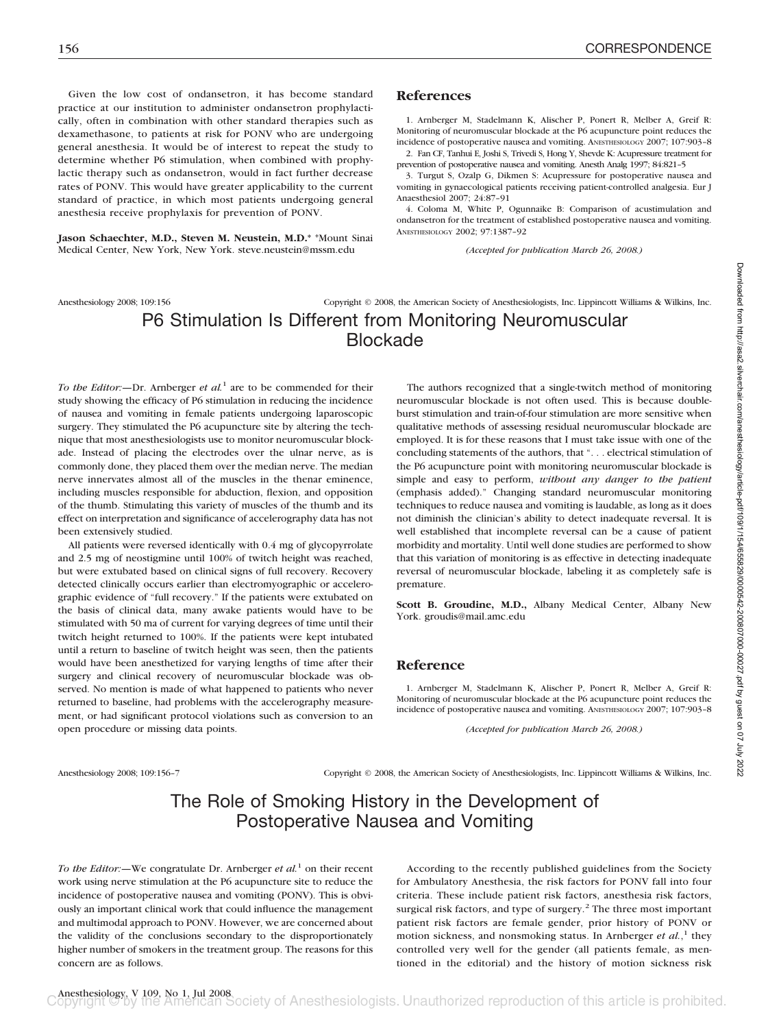Given the low cost of ondansetron, it has become standard practice at our institution to administer ondansetron prophylactically, often in combination with other standard therapies such as dexamethasone, to patients at risk for PONV who are undergoing general anesthesia. It would be of interest to repeat the study to determine whether P6 stimulation, when combined with prophylactic therapy such as ondansetron, would in fact further decrease rates of PONV. This would have greater applicability to the current standard of practice, in which most patients undergoing general anesthesia receive prophylaxis for prevention of PONV.

**Jason Schaechter, M.D., Steven M. Neustein, M.D.*** *Mount Sinai Medical Center, New York, New York. steve.neustein@mssm.edu

## References

1. Arnberger M, Stadelmann K, Alischer P, Ponert R, Melber A, Greif R: Monitoring of neuromuscular blockade at the P6 acupuncture point reduces the incidence of postoperative nausea and vomiting. ANESTHESIOLOGY 2007; 107:903–8
2. Fan CF, Tanhui E, Joshi S, Trivedi S, Hong Y, Shevde K: Acupressure treatment for prevention of postoperative nausea and vomiting. Anesth Analg 1997; 84:821–5
3. Turgut S, Ozalp G, Dikmen S: Acupressure for postoperative nausea and vomiting in gynaecological patients receiving patient-controlled analgesia. Eur J Anaesthesiol 2007; 24:87–91
4. Coloma M, White P, Ogunnaike B: Comparison of acustimulation and ondansetron for the treatment of established postoperative nausea and vomiting. ANESTHESIOLOGY 2002; 97:1387–92

*(Accepted for publication March 26, 2008.)*

Anesthesiology 2008; 109:156 Copyright © 2008, the American Society of Anesthesiologists, Inc. Lippincott Williams & Wilkins, Inc.

# P6 Stimulation Is Different from Monitoring Neuromuscular Blockade

*To the Editor:*—Dr. Arnberger *et al.*[1] are to be commended for their study showing the efficacy of P6 stimulation in reducing the incidence of nausea and vomiting in female patients undergoing laparoscopic surgery. They stimulated the P6 acupuncture site by altering the technique that most anesthesiologists use to monitor neuromuscular blockade. Instead of placing the electrodes over the ulnar nerve, as is commonly done, they placed them over the median nerve. The median nerve innervates almost all of the muscles in the thenar eminence, including muscles responsible for abduction, flexion, and opposition of the thumb. Stimulating this variety of muscles of the thumb and its effect on interpretation and significance of accelerography data has not been extensively studied.

All patients were reversed identically with 0.4 mg of glycopyrrolate and 2.5 mg of neostigmine until 100% of twitch height was reached, but were extubated based on clinical signs of full recovery. Recovery detected clinically occurs earlier than electromyographic or accelerographic evidence of "full recovery." If the patients were extubated on the basis of clinical data, many awake patients would have to be stimulated with 50 ma of current for varying degrees of time until their twitch height returned to 100%. If the patients were kept intubated until a return to baseline of twitch height was seen, then the patients would have been anesthetized for varying lengths of time after their surgery and clinical recovery of neuromuscular blockade was observed. No mention is made of what happened to patients who never returned to baseline, had problems with the accelerography measurement, or had significant protocol violations such as conversion to an open procedure or missing data points.

The authors recognized that a single-twitch method of monitoring neuromuscular blockade is not often used. This is because double-burst stimulation and train-of-four stimulation are more sensitive when qualitative methods of assessing residual neuromuscular blockade are employed. It is for these reasons that I must take issue with one of the concluding statements of the authors, that ". . . electrical stimulation of the P6 acupuncture point with monitoring neuromuscular blockade is simple and easy to perform, *without any danger to the patient* (emphasis added)." Changing standard neuromuscular monitoring techniques to reduce nausea and vomiting is laudable, as long as it does not diminish the clinician's ability to detect inadequate reversal. It is well established that incomplete reversal can be a cause of patient morbidity and mortality. Until well done studies are performed to show that this variation of monitoring is as effective in detecting inadequate reversal of neuromuscular blockade, labeling it as completely safe is premature.

**Scott B. Groudine, M.D.,** Albany Medical Center, Albany New York. groudis@mail.amc.edu

## Reference

1. Arnberger M, Stadelmann K, Alischer P, Ponert R, Melber A, Greif R: Monitoring of neuromuscular blockade at the P6 acupuncture point reduces the incidence of postoperative nausea and vomiting. ANESTHESIOLOGY 2007; 107:903–8

*(Accepted for publication March 26, 2008.)*

Anesthesiology 2008; 109:156–7 Copyright © 2008, the American Society of Anesthesiologists, Inc. Lippincott Williams & Wilkins, Inc.

# The Role of Smoking History in the Development of Postoperative Nausea and Vomiting

*To the Editor:*—We congratulate Dr. Arnberger *et al.*[1] on their recent work using nerve stimulation at the P6 acupuncture site to reduce the incidence of postoperative nausea and vomiting (PONV). This is obviously an important clinical work that could influence the management and multimodal approach to PONV. However, we are concerned about the validity of the conclusions secondary to the disproportionately higher number of smokers in the treatment group. The reasons for this concern are as follows.

According to the recently published guidelines from the Society for Ambulatory Anesthesia, the risk factors for PONV fall into four criteria. These include patient risk factors, anesthesia risk factors, surgical risk factors, and type of surgery.[2] The three most important patient risk factors are female gender, prior history of PONV or motion sickness, and nonsmoking status. In Arnberger *et al.*,[1] they controlled very well for the gender (all patients female, as mentioned in the editorial) and the history of motion sickness risk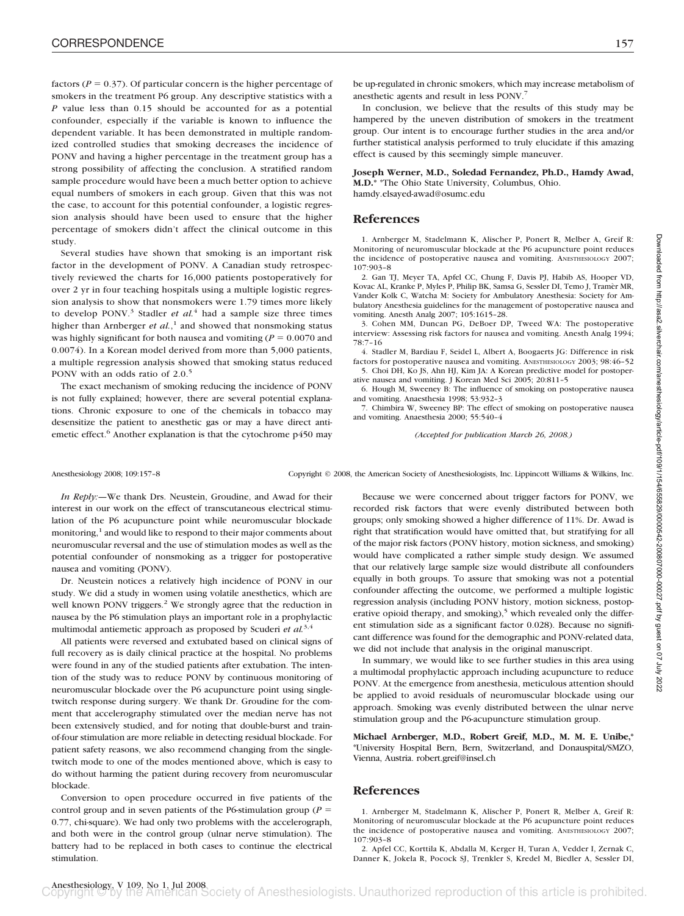factors ($P = 0.37$). Of particular concern is the higher percentage of smokers in the treatment P6 group. Any descriptive statistics with a $P$ value less than 0.15 should be accounted for as a potential confounder, especially if the variable is known to influence the dependent variable. It has been demonstrated in multiple randomized controlled studies that smoking decreases the incidence of PONV and having a higher percentage in the treatment group has a strong possibility of affecting the conclusion. A stratified random sample procedure would have been a much better option to achieve equal numbers of smokers in each group. Given that this was not the case, to account for this potential confounder, a logistic regression analysis should have been used to ensure that the higher percentage of smokers didn't affect the clinical outcome in this study.

Several studies have shown that smoking is an important risk factor in the development of PONV. A Canadian study retrospectively reviewed the charts for 16,000 patients postoperatively for over 2 yr in four teaching hospitals using a multiple logistic regression analysis to show that nonsmokers were 1.79 times more likely to develop PONV.[3] Stadler *et al.*[4] had a sample size three times higher than Arnberger *et al.*,[1] and showed that nonsmoking status was highly significant for both nausea and vomiting ($P = 0.0070$ and 0.0074). In a Korean model derived from more than 5,000 patients, a multiple regression analysis showed that smoking status reduced PONV with an odds ratio of 2.0.[5]

The exact mechanism of smoking reducing the incidence of PONV is not fully explained; however, there are several potential explanations. Chronic exposure to one of the chemicals in tobacco may desensitize the patient to anesthetic gas or may a have direct antiemetic effect.[6] Another explanation is that the cytochrome p450 may be up-regulated in chronic smokers, which may increase metabolism of anesthetic agents and result in less PONV.[7]

In conclusion, we believe that the results of this study may be hampered by the uneven distribution of smokers in the treatment group. Our intent is to encourage further studies in the area and/or further statistical analysis performed to truly elucidate if this amazing effect is caused by this seemingly simple maneuver.

**Joseph Werner, M.D., Soledad Fernandez, Ph.D., Hamdy Awad, M.D.*** *The Ohio State University, Columbus, Ohio. hamdy.elsayed-awad@osumc.edu

## References

1. Arnberger M, Stadelmann K, Alischer P, Ponert R, Melber A, Greif R: Monitoring of neuromuscular blockade at the P6 acupuncture point reduces the incidence of postoperative nausea and vomiting. ANESTHESIOLOGY 2007; 107:903–8
2. Gan TJ, Meyer TA, Apfel CC, Chung F, Davis PJ, Habib AS, Hooper VD, Kovac AL, Kranke P, Myles P, Philip BK, Samsa G, Sessler DI, Temo J, Tramèr MR, Vander Kolk C, Watcha M: Society for Ambulatory Anesthesia: Society for Ambulatory Anesthesia guidelines for the management of postoperative nausea and vomiting. Anesth Analg 2007; 105:1615–28.
3. Cohen MM, Duncan PG, DeBoer DP, Tweed WA: The postoperative interview: Assessing risk factors for nausea and vomiting. Anesth Analg 1994; 78:7–16
4. Stadler M, Bardiau F, Seidel L, Albert A, Boogaerts JG: Difference in risk factors for postoperative nausea and vomiting. ANESTHESIOLOGY 2003; 98:46–52
5. Choi DH, Ko JS, Ahn HJ, Kim JA: A Korean predictive model for postoperative nausea and vomiting. J Korean Med Sci 2005; 20:811–5
6. Hough M, Sweeney B: The influence of smoking on postoperative nausea and vomiting. Anaesthesia 1998; 53:932–3
7. Chimbira W, Sweeney BP: The effect of smoking on postoperative nausea and vomiting. Anaesthesia 2000; 55:540–4

*(Accepted for publication March 26, 2008.)*

Anesthesiology 2008; 109:157–8 Copyright © 2008, the American Society of Anesthesiologists, Inc. Lippincott Williams & Wilkins, Inc.

*In Reply:*—We thank Drs. Neustein, Groudine, and Awad for their interest in our work on the effect of transcutaneous electrical stimulation of the P6 acupuncture point while neuromuscular blockade monitoring,[1] and would like to respond to their major comments about neuromuscular reversal and the use of stimulation modes as well as the potential confounder of nonsmoking as a trigger for postoperative nausea and vomiting (PONV).

Dr. Neustein notices a relatively high incidence of PONV in our study. We did a study in women using volatile anesthetics, which are well known PONV triggers.[2] We strongly agree that the reduction in nausea by the P6 stimulation plays an important role in a prophylactic multimodal antiemetic approach as proposed by Scuderi *et al.*[3,4]

All patients were reversed and extubated based on clinical signs of full recovery as is daily clinical practice at the hospital. No problems were found in any of the studied patients after extubation. The intention of the study was to reduce PONV by continuous monitoring of neuromuscular blockade over the P6 acupuncture point using single-twitch response during surgery. We thank Dr. Groudine for the comment that accelerography stimulated over the median nerve has not been extensively studied, and for noting that double-burst and train-of-four stimulation are more reliable in detecting residual blockade. For patient safety reasons, we also recommend changing from the single-twitch mode to one of the modes mentioned above, which is easy to do without harming the patient during recovery from neuromuscular blockade.

Conversion to open procedure occurred in five patients of the control group and in seven patients of the P6-stimulation group ($P = 0.77$, chi-square). We had only two problems with the accelerograph, and both were in the control group (ulnar nerve stimulation). The battery had to be replaced in both cases to continue the electrical stimulation.

Because we were concerned about trigger factors for PONV, we recorded risk factors that were evenly distributed between both groups; only smoking showed a higher difference of 11%. Dr. Awad is right that stratification would have omitted that, but stratifying for all of the major risk factors (PONV history, motion sickness, and smoking) would have complicated a rather simple study design. We assumed that our relatively large sample size would distribute all confounders equally in both groups. To assure that smoking was not a potential confounder affecting the outcome, we performed a multiple logistic regression analysis (including PONV history, motion sickness, postoperative opioid therapy, and smoking),[5] which revealed only the different stimulation side as a significant factor 0.028). Because no significant difference was found for the demographic and PONV-related data, we did not include that analysis in the original manuscript.

In summary, we would like to see further studies in this area using a multimodal prophylactic approach including acupuncture to reduce PONV. At the emergence from anesthesia, meticulous attention should be applied to avoid residuals of neuromuscular blockade using our approach. Smoking was evenly distributed between the ulnar nerve stimulation group and the P6-acupuncture stimulation group.

**Michael Arnberger, M.D., Robert Greif, M.D., M. M. E. Unibe,*** *University Hospital Bern, Bern, Switzerland, and Donauspital/SMZO, Vienna, Austria. robert.greif@insel.ch

## References

1. Arnberger M, Stadelmann K, Alischer P, Ponert R, Melber A, Greif R: Monitoring of neuromuscular blockade at the P6 acupuncture point reduces the incidence of postoperative nausea and vomiting. ANESTHESIOLOGY 2007; 107:903–8
2. Apfel CC, Korttila K, Abdalla M, Kerger H, Turan A, Vedder I, Zernak C, Danner K, Jokela R, Pocock SJ, Trenkler S, Kredel M, Biedler A, Sessler DI,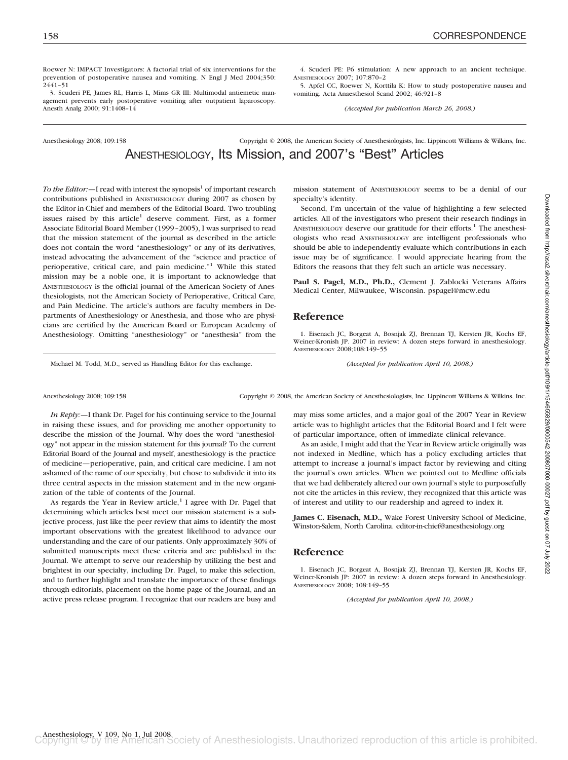Roewer N: IMPACT Investigators: A factorial trial of six interventions for the prevention of postoperative nausea and vomiting. N Engl J Med 2004;350: 2441–51

3. Scuderi PE, James RL, Harris L, Mims GR III: Multimodal antiemetic management prevents early postoperative vomiting after outpatient laparoscopy. Anesth Analg 2000; 91:1408–14

4. Scuderi PE: P6 stimulation: A new approach to an ancient technique. ANESTHESIOLOGY 2007; 107:870–2

5. Apfel CC, Roewer N, Korttila K: How to study postoperative nausea and vomiting. Acta Anaesthesiol Scand 2002; 46:921–8

*(Accepted for publication March 26, 2008.)*

---

Anesthesiology 2008; 109:158 Copyright © 2008, the American Society of Anesthesiologists, Inc. Lippincott Williams & Wilkins, Inc.

# ANESTHESIOLOGY, Its Mission, and 2007's "Best" Articles

*To the Editor:*—I read with interest the synopsis[1] of important research contributions published in ANESTHESIOLOGY during 2007 as chosen by the Editor-in-Chief and members of the Editorial Board. Two troubling issues raised by this article[1] deserve comment. First, as a former Associate Editorial Board Member (1999–2005), I was surprised to read that the mission statement of the journal as described in the article does not contain the word "anesthesiology" or any of its derivatives, instead advocating the advancement of the "science and practice of perioperative, critical care, and pain medicine."[1] While this stated mission may be a noble one, it is important to acknowledge that ANESTHESIOLOGY is the official journal of the American Society of Anesthesiologists, not the American Society of Perioperative, Critical Care, and Pain Medicine. The article's authors are faculty members in Departments of Anesthesiology or Anesthesia, and those who are physicians are certified by the American Board or European Academy of Anesthesiology. Omitting "anesthesiology" or "anesthesia" from the mission statement of ANESTHESIOLOGY seems to be a denial of our specialty's identity.

Second, I'm uncertain of the value of highlighting a few selected articles. All of the investigators who present their research findings in ANESTHESIOLOGY deserve our gratitude for their efforts.[1] The anesthesiologists who read ANESTHESIOLOGY are intelligent professionals who should be able to independently evaluate which contributions in each issue may be of significance. I would appreciate hearing from the Editors the reasons that they felt such an article was necessary.

**Paul S. Pagel, M.D., Ph.D.,** Clement J. Zablocki Veterans Affairs Medical Center, Milwaukee, Wisconsin. pspagel@mcw.edu

## Reference

1. Eisenach JC, Borgeat A, Bosnjak ZJ, Brennan TJ, Kersten JR, Kochs EF, Weiner-Kronish JP. 2007 in review: A dozen steps forward in anesthesiology. ANESTHESIOLOGY 2008;108:149–55

*(Accepted for publication April 10, 2008.)*

Michael M. Todd, M.D., served as Handling Editor for this exchange.

---

Anesthesiology 2008; 109:158 Copyright © 2008, the American Society of Anesthesiologists, Inc. Lippincott Williams & Wilkins, Inc.

*In Reply:*—I thank Dr. Pagel for his continuing service to the Journal in raising these issues, and for providing me another opportunity to describe the mission of the Journal. Why does the word "anesthesiology" not appear in the mission statement for this journal? To the current Editorial Board of the Journal and myself, anesthesiology is the practice of medicine—perioperative, pain, and critical care medicine. I am not ashamed of the name of our specialty, but chose to subdivide it into its three central aspects in the mission statement and in the new organization of the table of contents of the Journal.

As regards the Year in Review article,[1] I agree with Dr. Pagel that determining which articles best meet our mission statement is a subjective process, just like the peer review that aims to identify the most important observations with the greatest likelihood to advance our understanding and the care of our patients. Only approximately 30% of submitted manuscripts meet these criteria and are published in the Journal. We attempt to serve our readership by utilizing the best and brightest in our specialty, including Dr. Pagel, to make this selection, and to further highlight and translate the importance of these findings through editorials, placement on the home page of the Journal, and an active press release program. I recognize that our readers are busy and may miss some articles, and a major goal of the 2007 Year in Review article was to highlight articles that the Editorial Board and I felt were of particular importance, often of immediate clinical relevance.

As an aside, I might add that the Year in Review article originally was not indexed in Medline, which has a policy excluding articles that attempt to increase a journal's impact factor by reviewing and citing the journal's own articles. When we pointed out to Medline officials that we had deliberately altered our own journal's style to purposefully not cite the articles in this review, they recognized that this article was of interest and utility to our readership and agreed to index it.

**James C. Eisenach, M.D.,** Wake Forest University School of Medicine, Winston-Salem, North Carolina. editor-in-chief@anesthesiology.org

## Reference

1. Eisenach JC, Borgeat A, Bosnjak ZJ, Brennan TJ, Kersten JR, Kochs EF, Weiner-Kronish JP: 2007 in review: A dozen steps forward in Anesthesiology. ANESTHESIOLOGY 2008; 108:149–55

*(Accepted for publication April 10, 2008.)*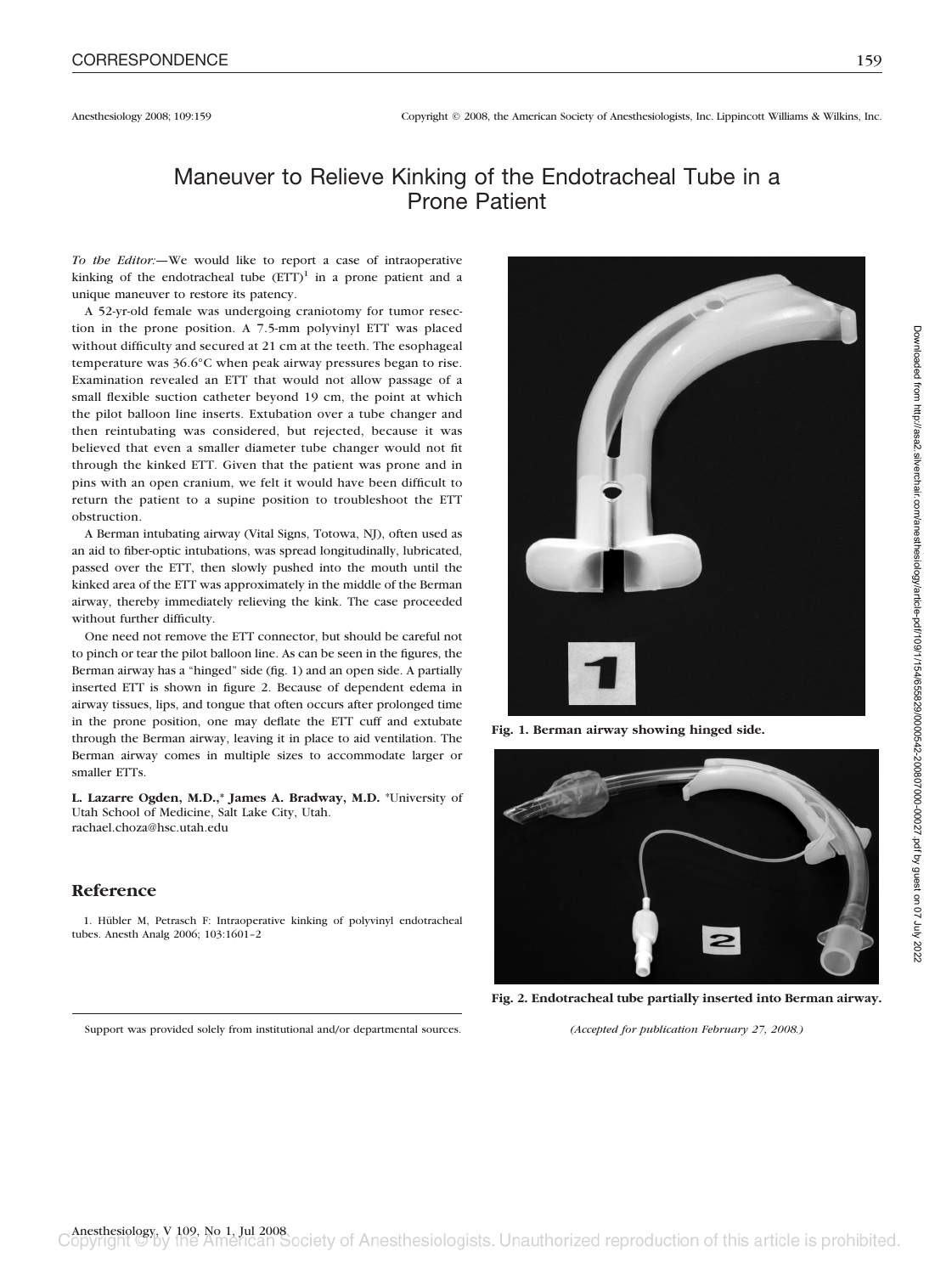# Maneuver to Relieve Kinking of the Endotracheal Tube in a Prone Patient

*To the Editor:*—We would like to report a case of intraoperative kinking of the endotracheal tube (ETT)[1] in a prone patient and a unique maneuver to restore its patency.

A 52-yr-old female was undergoing craniotomy for tumor resection in the prone position. A 7.5-mm polyvinyl ETT was placed without difficulty and secured at 21 cm at the teeth. The esophageal temperature was 36.6°C when peak airway pressures began to rise. Examination revealed an ETT that would not allow passage of a small flexible suction catheter beyond 19 cm, the point at which the pilot balloon line inserts. Extubation over a tube changer and then reintubating was considered, but rejected, because it was believed that even a smaller diameter tube changer would not fit through the kinked ETT. Given that the patient was prone and in pins with an open cranium, we felt it would have been difficult to return the patient to a supine position to troubleshoot the ETT obstruction.

A Berman intubating airway (Vital Signs, Totowa, NJ), often used as an aid to fiber-optic intubations, was spread longitudinally, lubricated, passed over the ETT, then slowly pushed into the mouth until the kinked area of the ETT was approximately in the middle of the Berman airway, thereby immediately relieving the kink. The case proceeded without further difficulty.

One need not remove the ETT connector, but should be careful not to pinch or tear the pilot balloon line. As can be seen in the figures, the Berman airway has a "hinged" side (fig. 1) and an open side. A partially inserted ETT is shown in figure 2. Because of dependent edema in airway tissues, lips, and tongue that often occurs after prolonged time in the prone position, one may deflate the ETT cuff and extubate through the Berman airway, leaving it in place to aid ventilation. The Berman airway comes in multiple sizes to accommodate larger or smaller ETTs.

**L. Lazarre Ogden, M.D.,\* James A. Bradway, M.D.** \*University of Utah School of Medicine, Salt Lake City, Utah. rachael.choza@hsc.utah.edu

**Fig. 1. Berman airway showing hinged side.**

**Fig. 2. Endotracheal tube partially inserted into Berman airway.**

## Reference

1. Hübler M, Petrasch F: Intraoperative kinking of polyvinyl endotracheal tubes. Anesth Analg 2006; 103:1601–2

Support was provided solely from institutional and/or departmental sources.

*(Accepted for publication February 27, 2008.)*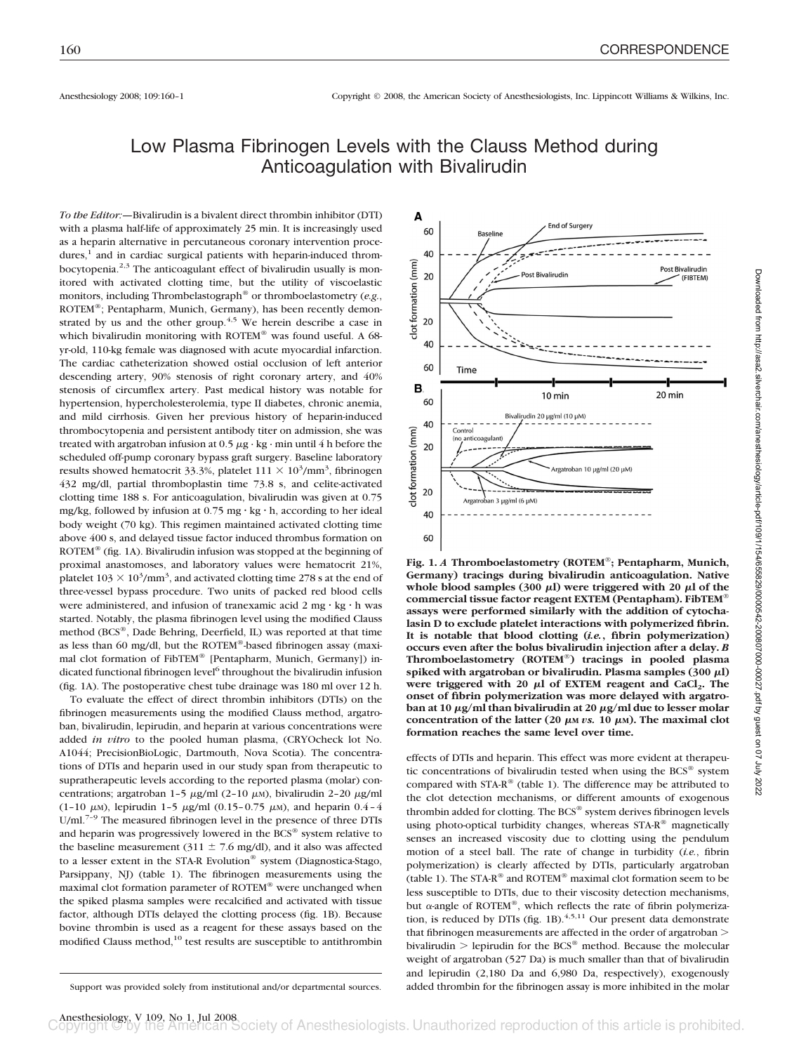Anesthesiology 2008; 109:160–1 Copyright © 2008, the American Society of Anesthesiologists, Inc. Lippincott Williams & Wilkins, Inc.

# Low Plasma Fibrinogen Levels with the Clauss Method during Anticoagulation with Bivalirudin

*To the Editor:*—Bivalirudin is a bivalent direct thrombin inhibitor (DTI) with a plasma half-life of approximately 25 min. It is increasingly used as a heparin alternative in percutaneous coronary intervention procedures,[1] and in cardiac surgical patients with heparin-induced thrombocytopenia.[2,3] The anticoagulant effect of bivalirudin usually is monitored with activated clotting time, but the utility of viscoelastic monitors, including Thrombelastograph® or thromboelastometry (*e.g.*, ROTEM®; Pentapharm, Munich, Germany), has been recently demonstrated by us and the other group.[4,5] We herein describe a case in which bivalirudin monitoring with ROTEM® was found useful. A 68-yr-old, 110-kg female was diagnosed with acute myocardial infarction. The cardiac catheterization showed ostial occlusion of left anterior descending artery, 90% stenosis of right coronary artery, and 40% stenosis of circumflex artery. Past medical history was notable for hypertension, hypercholesterolemia, type II diabetes, chronic anemia, and mild cirrhosis. Given her previous history of heparin-induced thrombocytopenia and persistent antibody titer on admission, she was treated with argatroban infusion at 0.5 $\mu$g · kg · min until 4 h before the scheduled off-pump coronary bypass graft surgery. Baseline laboratory results showed hematocrit 33.3%, platelet $111 \times 10^3$/mm$^3$, fibrinogen 432 mg/dl, partial thromboplastin time 73.8 s, and celite-activated clotting time 188 s. For anticoagulation, bivalirudin was given at 0.75 mg/kg, followed by infusion at 0.75 mg · kg · h, according to her ideal body weight (70 kg). This regimen maintained activated clotting time above 400 s, and delayed tissue factor induced thrombus formation on ROTEM® (fig. 1A). Bivalirudin infusion was stopped at the beginning of proximal anastomoses, and laboratory values were hematocrit 21%, platelet $103 \times 10^3$/mm$^3$, and activated clotting time 278 s at the end of three-vessel bypass procedure. Two units of packed red blood cells were administered, and infusion of tranexamic acid 2 mg · kg · h was started. Notably, the plasma fibrinogen level using the modified Clauss method (BCS®, Dade Behring, Deerfield, IL) was reported at that time as less than 60 mg/dl, but the ROTEM®-based fibrinogen assay (maximal clot formation of FibTEM® [Pentapharm, Munich, Germany]) indicated functional fibrinogen level[6] throughout the bivalirudin infusion (fig. 1A). The postoperative chest tube drainage was 180 ml over 12 h.

To evaluate the effect of direct thrombin inhibitors (DTIs) on the fibrinogen measurements using the modified Clauss method, argatroban, bivalirudin, lepirudin, and heparin at various concentrations were added *in vitro* to the pooled human plasma, (CRYOcheck lot No. A1044; PrecisionBioLogic, Dartmouth, Nova Scotia). The concentrations of DTIs and heparin used in our study span from therapeutic to supratherapeutic levels according to the reported plasma (molar) concentrations; argatroban 1–5 $\mu$g/ml (2–10 $\mu$M), bivalirudin 2–20 $\mu$g/ml (1–10 $\mu$M), lepirudin 1–5 $\mu$g/ml (0.15–0.75 $\mu$M), and heparin 0.4–4 U/ml.[7–9] The measured fibrinogen level in the presence of three DTIs and heparin was progressively lowered in the BCS® system relative to the baseline measurement (311 ± 7.6 mg/dl), and it also was affected to a lesser extent in the STA-R Evolution® system (Diagnostica-Stago, Parsippany, NJ) (table 1). The fibrinogen measurements using the maximal clot formation parameter of ROTEM® were unchanged when the spiked plasma samples were recalcified and activated with tissue factor, although DTIs delayed the clotting process (fig. 1B). Because bovine thrombin is used as a reagent for these assays based on the modified Clauss method,[10] test results are susceptible to antithrombin

**Fig. 1.** *A* **Thromboelastometry (ROTEM®; Pentapharm, Munich, Germany) tracings during bivalirudin anticoagulation. Native whole blood samples (300 $\mu$l) were triggered with 20 $\mu$l of the commercial tissue factor reagent EXTEM (Pentapham). FibTEM® assays were performed similarly with the addition of cytochalasin D to exclude platelet interactions with polymerized fibrin. It is notable that blood clotting (*i.e.*, fibrin polymerization) occurs even after the bolus bivalirudin injection after a delay.** *B* **Thromboelastometry (ROTEM®) tracings in pooled plasma spiked with argatroban or bivalirudin. Plasma samples (300 $\mu$l) were triggered with 20 $\mu$l of EXTEM reagent and $CaCl_2$. The onset of fibrin polymerization was more delayed with argatroban at 10 $\mu$g/ml than bivalirudin at 20 $\mu$g/ml due to lesser molar concentration of the latter (20 $\mu$M *vs.* 10 $\mu$M). The maximal clot formation reaches the same level over time.**

effects of DTIs and heparin. This effect was more evident at therapeutic concentrations of bivalirudin tested when using the BCS® system compared with STA-R® (table 1). The difference may be attributed to the clot detection mechanisms, or different amounts of exogenous thrombin added for clotting. The BCS® system derives fibrinogen levels using photo-optical turbidity changes, whereas STA-R® magnetically senses an increased viscosity due to clotting using the pendulum motion of a steel ball. The rate of change in turbidity (*i.e.*, fibrin polymerization) is clearly affected by DTIs, particularly argatroban (table 1). The STA-R® and ROTEM® maximal clot formation seem to be less susceptible to DTIs, due to their viscosity detection mechanisms, but $\alpha$-angle of ROTEM®, which reflects the rate of fibrin polymerization, is reduced by DTIs (fig. 1B).[4,5,11] Our present data demonstrate that fibrinogen measurements are affected in the order of argatroban > bivalirudin > lepirudin for the BCS® method. Because the molecular weight of argatroban (527 Da) is much smaller than that of bivalirudin and lepirudin (2,180 Da and 6,980 Da, respectively), exogenously added thrombin for the fibrinogen assay is more inhibited in the molar

Support was provided solely from institutional and/or departmental sources.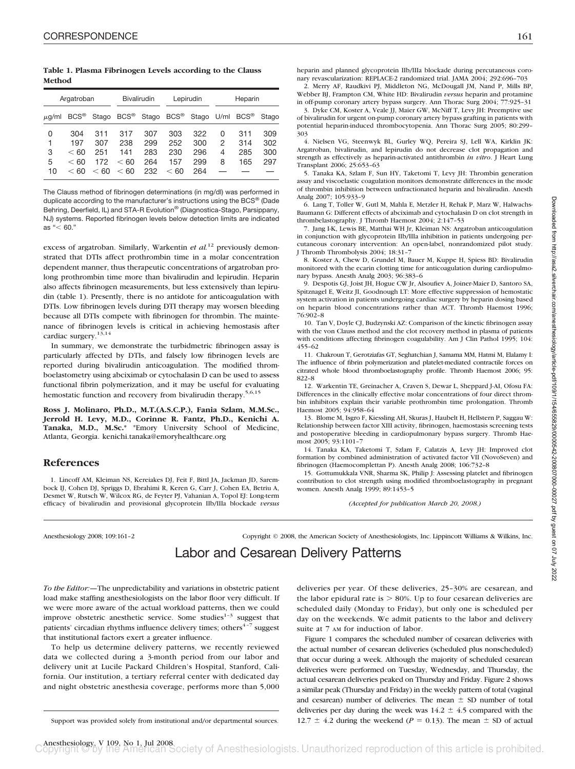**Table 1. Plasma Fibrinogen Levels according to the Clauss Method**

| Argatroban | | | Bivalirudin | | Lepirudin | | Heparin | | |
|---|---|---|---|---|---|---|---|---|---|
| μg/ml | BCS® | Stago | BCS® | Stago | BCS® | Stago | U/ml | BCS® | Stago |
| 0 | 304 | 311 | 317 | 307 | 303 | 322 | 0 | 311 | 309 |
| 1 | 197 | 307 | 238 | 299 | 252 | 300 | 2 | 314 | 302 |
| 3 | < 60 | 251 | 141 | 283 | 230 | 296 | 4 | 285 | 300 |
| 5 | < 60 | 172 | < 60 | 264 | 157 | 299 | 8 | 165 | 297 |
| 10 | < 60 | < 60 | < 60 | 232 | < 60 | 264 | — | — | — |

The Clauss method of fibrinogen determinations (in mg/dl) was performed in duplicate according to the manufacturer's instructions using the BCS® (Dade Behring, Deerfield, IL) and STA-R Evolution® (Diagnostica-Stago, Parsippany, NJ) systems. Reported fibrinogen levels below detection limits are indicated as "< 60."

excess of argatroban. Similarly, Warkentin *et al.*[12] previously demonstrated that DTIs affect prothrombin time in a molar concentration dependent manner, thus therapeutic concentrations of argatroban prolong prothrombin time more than bivalirudin and lepirudin. Heparin also affects fibrinogen measurements, but less extensively than lepirudin (table 1). Presently, there is no antidote for anticoagulation with DTIs. Low fibrinogen levels during DTI therapy may worsen bleeding because all DTIs compete with fibrinogen for thrombin. The maintenance of fibrinogen levels is critical in achieving hemostasis after cardiac surgery.[13,14]

In summary, we demonstrate the turbidmetric fibrinogen assay is particularly affected by DTIs, and falsely low fibrinogen levels are reported during bivalirudin anticoagulation. The modified thromboelastometry using abciximab or cytochalasin D can be used to assess functional fibrin polymerization, and it may be useful for evaluating hemostatic function and recovery from bivalirudin therapy.[5,6,15]

**Ross J. Molinaro, Ph.D., M.T.(A.S.C.P.), Fania Szlam, M.M.Sc., Jerrold H. Levy, M.D., Corinne R. Fantz, Ph.D., Kenichi A. Tanaka, M.D., M.Sc.*** *Emory University School of Medicine, Atlanta, Georgia. kenichi.tanaka@emoryhealthcare.org

## References

1. Lincoff AM, Kleiman NS, Kereiakes DJ, Feit F, Bittl JA, Jackman JD, Sarembock IJ, Cohen DJ, Spriggs D, Ebrahimi R, Keren G, Carr J, Cohen EA, Betriu A, Desmet W, Rutsch W, Wilcox RG, de Feyter PJ, Vahanian A, Topol EJ: Long-term efficacy of bivalirudin and provisional glycoprotein IIb/IIIa blockade *versus* heparin and planned glycoprotein IIb/IIIa blockade during percutaneous coronary revascularization: REPLACE-2 randomized trial. JAMA 2004; 292:696–703
2. Merry AF, Raudkivi PJ, Middleton NG, McDougall JM, Nand P, Mills BP, Webber BJ, Frampton CM, White HD: Bivalirudin *versus* heparin and protamine in off-pump coronary artery bypass surgery. Ann Thorac Surg 2004; 77:925–31
3. Dyke CM, Koster A, Veale JJ, Maier GW, McNiff T, Levy JH: Preemptive use of bivalirudin for urgent on-pump coronary artery bypass grafting in patients with potential heparin-induced thrombocytopenia. Ann Thorac Surg 2005; 80:299–303
4. Nielsen VG, Steenwyk BL, Gurley WQ, Pereira SJ, Lell WA, Kirklin JK: Argatroban, bivalirudin, and lepirudin do not decrease clot propagation and strength as effectively as heparin-activated antithrombin *in vitro*. J Heart Lung Transplant 2006; 25:653–63
5. Tanaka KA, Szlam F, Sun HY, Taketomi T, Levy JH: Thrombin generation assay and viscoelastic coagulation monitors demonstrate differences in the mode of thrombin inhibition between unfractionated heparin and bivalirudin. Anesth Analg 2007; 105:933–9
6. Lang T, Toller W, Gutl M, Mahla E, Metzler H, Rehak P, Marz W, Halwachs-Baumann G: Different effects of abciximab and cytochalasin D on clot strength in thrombelastography. J Thromb Haemost 2004; 2:147–53
7. Jang I-K, Lewis BE, Matthai WH Jr, Kleiman NS: Argatroban anticoagulation in conjunction with glycoprotein IIb/IIIa inhibition in patients undergoing percutaneous coronary intervention: An open-label, nonrandomized pilot study. J Thromb Thrombolysis 2004; 18:31–7
8. Koster A, Chew D, Grundel M, Bauer M, Kuppe H, Spiess BD: Bivalirudin monitored with the ecarin clotting time for anticoagulation during cardiopulmonary bypass. Anesth Analg 2003; 96:383–6
9. Despotis GJ, Joist JH, Hogue CW Jr, Alsoufiev A, Joiner-Maier D, Santoro SA, Spitznagel E, Weitz JI, Goodnough LT: More effective suppression of hemostatic system activation in patients undergoing cardiac surgery by heparin dosing based on heparin blood concentrations rather than ACT. Thromb Haemost 1996; 76:902–8
10. Tan V, Doyle CJ, Budzynski AZ: Comparison of the kinetic fibrinogen assay with the von Clauss method and the clot recovery method in plasma of patients with conditions affecting fibrinogen coagulability. Am J Clin Pathol 1995; 104: 455–62
11. Chakroun T, Gerotziafas GT, Seghatchian J, Samama MM, Hatmi M, Elalamy I: The influence of fibrin polymerization and platelet-mediated contractile forces on citrated whole blood thromboelastography profile. Thromb Haemost 2006; 95: 822–8
12. Warkentin TE, Greinacher A, Craven S, Dewar L, Sheppard J-AI, Ofosu FA: Differences in the clinically effective molar concentrations of four direct thrombin inhibitors explain their variable prothrombin time prolongation. Thromb Haemost 2005; 94:958–64
13. Blome M, Isgro F, Kiessling AH, Skuras J, Haubelt H, Hellstern P, Saggau W: Relationship between factor XIII activity, fibrinogen, haemostasis screening tests and postoperative bleeding in cardiopulmonary bypass surgery. Thromb Haemost 2005; 93:1101–7
14. Tanaka KA, Taketomi T, Szlam F, Calatzis A, Levy JH: Improved clot formation by combined administration of activated factor VII (NovoSeven) and fibrinogen (Haemocomplettan P). Anesth Analg 2008; 106:732–8
15. Gottumukkala VNR, Sharma SK, Philip J: Assessing platelet and fibrinogen contribution to clot strength using modified thromboelastography in pregnant women. Anesth Analg 1999; 89:1453–5

*(Accepted for publication March 20, 2008.)*

# Labor and Cesarean Delivery Patterns

*To the Editor:*—The unpredictability and variations in obstetric patient load make staffing anesthesiologists on the labor floor very difficult. If we were more aware of the actual workload patterns, then we could improve obstetric anesthetic service. Some studies[1–3] suggest that patients' circadian rhythms influence delivery times; others[4–7] suggest that institutional factors exert a greater influence.

To help us determine delivery patterns, we recently reviewed data we collected during a 3-month period from our labor and delivery unit at Lucile Packard Children's Hospital, Stanford, California. Our institution, a tertiary referral center with dedicated day and night obstetric anesthesia coverage, performs more than 5,000 deliveries per year. Of these deliveries, 25–30% are cesarean, and the labor epidural rate is > 80%. Up to four cesarean deliveries are scheduled daily (Monday to Friday), but only one is scheduled per day on the weekends. We admit patients to the labor and delivery suite at 7 AM for induction of labor.

Figure 1 compares the scheduled number of cesarean deliveries with the actual number of cesarean deliveries (scheduled plus nonscheduled) that occur during a week. Although the majority of scheduled cesarean deliveries were performed on Tuesday, Wednesday, and Thursday, the actual cesarean deliveries peaked on Thursday and Friday. Figure 2 shows a similar peak (Thursday and Friday) in the weekly pattern of total (vaginal and cesarean) number of deliveries. The mean ± SD number of total deliveries per day during the week was 14.2 ± 4.5 compared with the 12.7 ± 4.2 during the weekend ($P$ = 0.13). The mean ± SD of actual

Support was provided solely from institutional and/or departmental sources.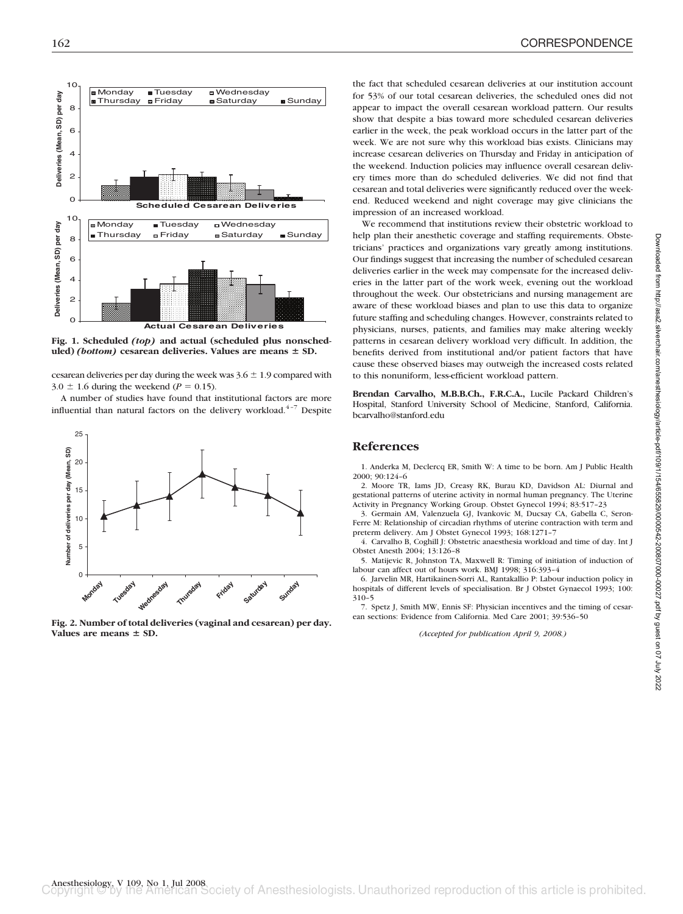10
Monday Tuesday Wednesday
Thursday Friday Saturday Sunday
Deliveries (Mean, SD) per day
8
6
4
2
0
Scheduled Cesarean Deliveries

10
Monday Tuesday Wednesday
Thursday Friday Saturday Sunday
Deliveries (Mean, SD) per day
8
6
4
2
0
Actual Cesarean Deliveries

**Fig. 1. Scheduled *(top)* and actual (scheduled plus nonscheduled) *(bottom)* cesarean deliveries. Values are means ± SD.**

cesarean deliveries per day during the week was 3.6 ± 1.9 compared with 3.0 ± 1.6 during the weekend ($P = 0.15$).

A number of studies have found that institutional factors are more influential than natural factors on the delivery workload.[4–7] Despite

25
Number of deliveries per day (Mean, SD)
20
15
10
5
0
Monday Tuesday Wednesday Thursday Friday Saturday Sunday

**Fig. 2. Number of total deliveries (vaginal and cesarean) per day. Values are means ± SD.**

the fact that scheduled cesarean deliveries at our institution account for 53% of our total cesarean deliveries, the scheduled ones did not appear to impact the overall cesarean workload pattern. Our results show that despite a bias toward more scheduled cesarean deliveries earlier in the week, the peak workload occurs in the latter part of the week. We are not sure why this workload bias exists. Clinicians may increase cesarean deliveries on Thursday and Friday in anticipation of the weekend. Induction policies may influence overall cesarean delivery times more than do scheduled deliveries. We did not find that cesarean and total deliveries were significantly reduced over the weekend. Reduced weekend and night coverage may give clinicians the impression of an increased workload.

We recommend that institutions review their obstetric workload to help plan their anesthetic coverage and staffing requirements. Obstetricians' practices and organizations vary greatly among institutions. Our findings suggest that increasing the number of scheduled cesarean deliveries earlier in the week may compensate for the increased deliveries in the latter part of the work week, evening out the workload throughout the week. Our obstetricians and nursing management are aware of these workload biases and plan to use this data to organize future staffing and scheduling changes. However, constraints related to physicians, nurses, patients, and families may make altering weekly patterns in cesarean delivery workload very difficult. In addition, the benefits derived from institutional and/or patient factors that have cause these observed biases may outweigh the increased costs related to this nonuniform, less-efficient workload pattern.

**Brendan Carvalho, M.B.B.Ch., F.R.C.A.,** Lucile Packard Children's Hospital, Stanford University School of Medicine, Stanford, California. bcarvalho@stanford.edu

## References

1. Anderka M, Declercq ER, Smith W: A time to be born. Am J Public Health 2000; 90:124–6
2. Moore TR, Iams JD, Creasy RK, Burau KD, Davidson AL: Diurnal and gestational patterns of uterine activity in normal human pregnancy. The Uterine Activity in Pregnancy Working Group. Obstet Gynecol 1994; 83:517–23
3. Germain AM, Valenzuela GJ, Ivankovic M, Ducsay CA, Gabella C, Seron-Ferre M: Relationship of circadian rhythms of uterine contraction with term and preterm delivery. Am J Obstet Gynecol 1993; 168:1271–7
4. Carvalho B, Coghill J: Obstetric anaesthesia workload and time of day. Int J Obstet Anesth 2004; 13:126–8
5. Matijevic R, Johnston TA, Maxwell R: Timing of initiation of induction of labour can affect out of hours work. BMJ 1998; 316:393–4
6. Jarvelin MR, Hartikainen-Sorri AL, Rantakallio P: Labour induction policy in hospitals of different levels of specialisation. Br J Obstet Gynaecol 1993; 100: 310–5
7. Spetz J, Smith MW, Ennis SF: Physician incentives and the timing of cesarean sections: Evidence from California. Med Care 2001; 39:536–50

*(Accepted for publication April 9, 2008.)*